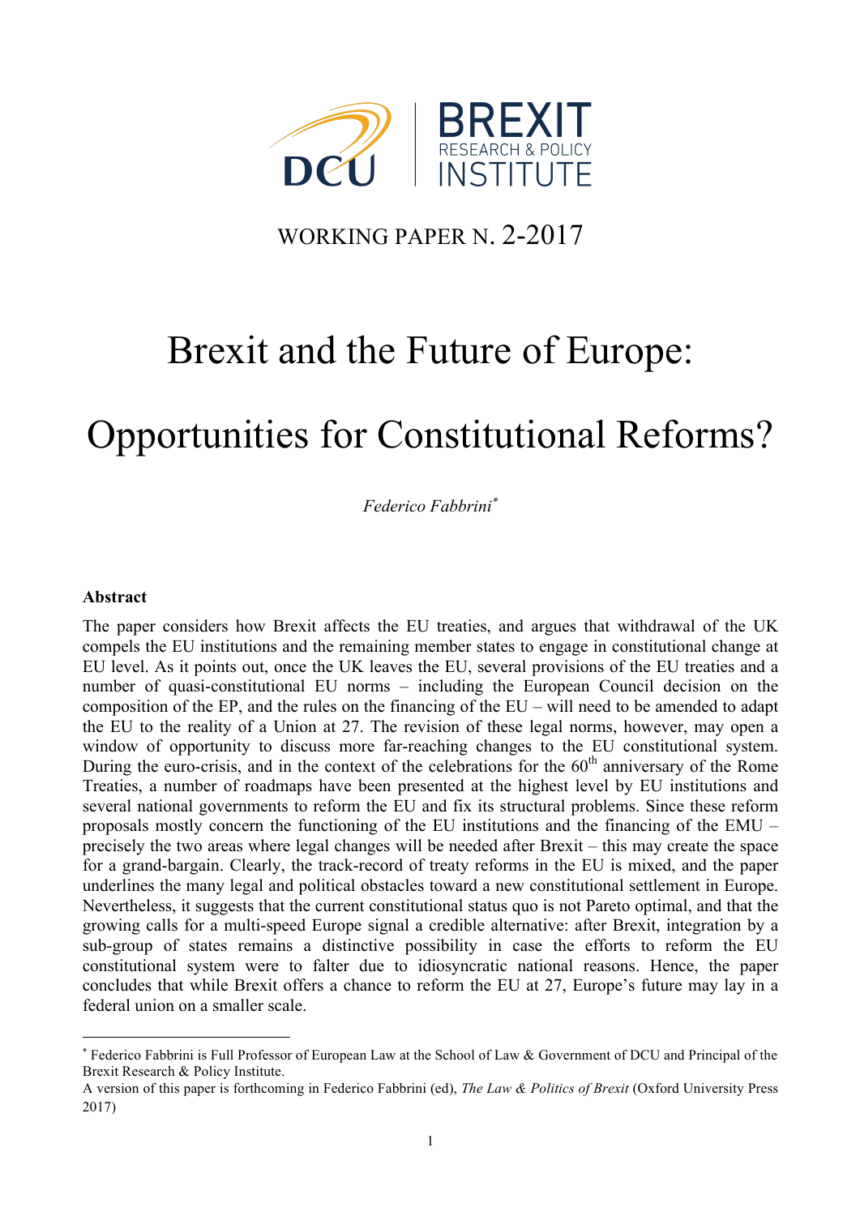DCU | BREXIT RESEARCH & POLICY INSTITUTE

WORKING PAPER N. 2-2017

# Brexit and the Future of Europe:

# Opportunities for Constitutional Reforms?

*Federico Fabbrini*[*]

**Abstract**

The paper considers how Brexit affects the EU treaties, and argues that withdrawal of the UK compels the EU institutions and the remaining member states to engage in constitutional change at EU level. As it points out, once the UK leaves the EU, several provisions of the EU treaties and a number of quasi-constitutional EU norms – including the European Council decision on the composition of the EP, and the rules on the financing of the EU – will need to be amended to adapt the EU to the reality of a Union at 27. The revision of these legal norms, however, may open a window of opportunity to discuss more far-reaching changes to the EU constitutional system. During the euro-crisis, and in the context of the celebrations for the 60th anniversary of the Rome Treaties, a number of roadmaps have been presented at the highest level by EU institutions and several national governments to reform the EU and fix its structural problems. Since these reform proposals mostly concern the functioning of the EU institutions and the financing of the EMU – precisely the two areas where legal changes will be needed after Brexit – this may create the space for a grand-bargain. Clearly, the track-record of treaty reforms in the EU is mixed, and the paper underlines the many legal and political obstacles toward a new constitutional settlement in Europe. Nevertheless, it suggests that the current constitutional status quo is not Pareto optimal, and that the growing calls for a multi-speed Europe signal a credible alternative: after Brexit, integration by a sub-group of states remains a distinctive possibility in case the efforts to reform the EU constitutional system were to falter due to idiosyncratic national reasons. Hence, the paper concludes that while Brexit offers a chance to reform the EU at 27, Europe's future may lay in a federal union on a smaller scale.

---

[*] Federico Fabbrini is Full Professor of European Law at the School of Law & Government of DCU and Principal of the Brexit Research & Policy Institute.
A version of this paper is forthcoming in Federico Fabbrini (ed), *The Law & Politics of Brexit* (Oxford University Press 2017)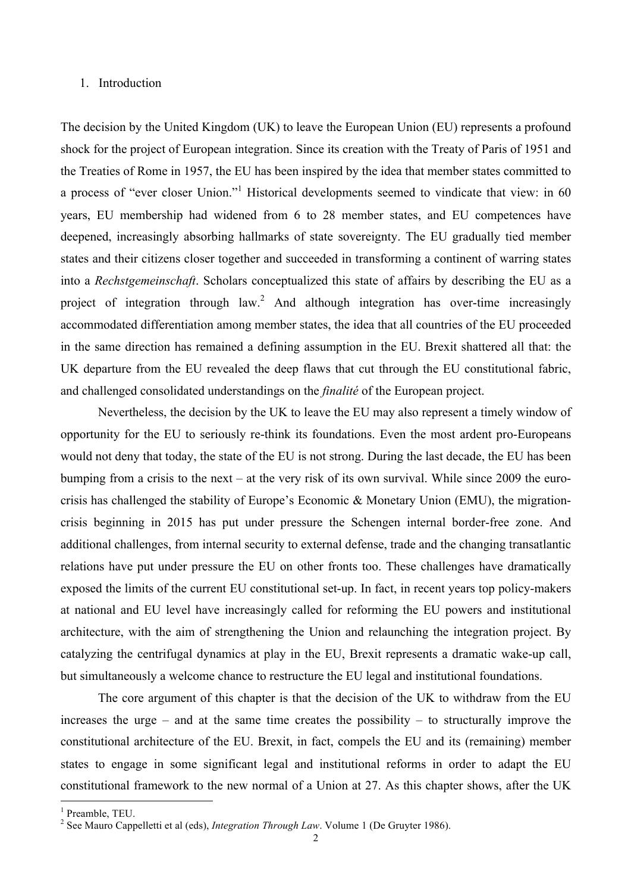## 1. Introduction

The decision by the United Kingdom (UK) to leave the European Union (EU) represents a profound shock for the project of European integration. Since its creation with the Treaty of Paris of 1951 and the Treaties of Rome in 1957, the EU has been inspired by the idea that member states committed to a process of "ever closer Union."[1] Historical developments seemed to vindicate that view: in 60 years, EU membership had widened from 6 to 28 member states, and EU competences have deepened, increasingly absorbing hallmarks of state sovereignty. The EU gradually tied member states and their citizens closer together and succeeded in transforming a continent of warring states into a *Rechstgemeinschaft*. Scholars conceptualized this state of affairs by describing the EU as a project of integration through law.[2] And although integration has over-time increasingly accommodated differentiation among member states, the idea that all countries of the EU proceeded in the same direction has remained a defining assumption in the EU. Brexit shattered all that: the UK departure from the EU revealed the deep flaws that cut through the EU constitutional fabric, and challenged consolidated understandings on the *finalité* of the European project.

Nevertheless, the decision by the UK to leave the EU may also represent a timely window of opportunity for the EU to seriously re-think its foundations. Even the most ardent pro-Europeans would not deny that today, the state of the EU is not strong. During the last decade, the EU has been bumping from a crisis to the next – at the very risk of its own survival. While since 2009 the euro-crisis has challenged the stability of Europe's Economic & Monetary Union (EMU), the migration-crisis beginning in 2015 has put under pressure the Schengen internal border-free zone. And additional challenges, from internal security to external defense, trade and the changing transatlantic relations have put under pressure the EU on other fronts too. These challenges have dramatically exposed the limits of the current EU constitutional set-up. In fact, in recent years top policy-makers at national and EU level have increasingly called for reforming the EU powers and institutional architecture, with the aim of strengthening the Union and relaunching the integration project. By catalyzing the centrifugal dynamics at play in the EU, Brexit represents a dramatic wake-up call, but simultaneously a welcome chance to restructure the EU legal and institutional foundations.

The core argument of this chapter is that the decision of the UK to withdraw from the EU increases the urge – and at the same time creates the possibility – to structurally improve the constitutional architecture of the EU. Brexit, in fact, compels the EU and its (remaining) member states to engage in some significant legal and institutional reforms in order to adapt the EU constitutional framework to the new normal of a Union at 27. As this chapter shows, after the UK

---

[1] Preamble, TEU.

[2] See Mauro Cappelletti et al (eds), *Integration Through Law*. Volume 1 (De Gruyter 1986).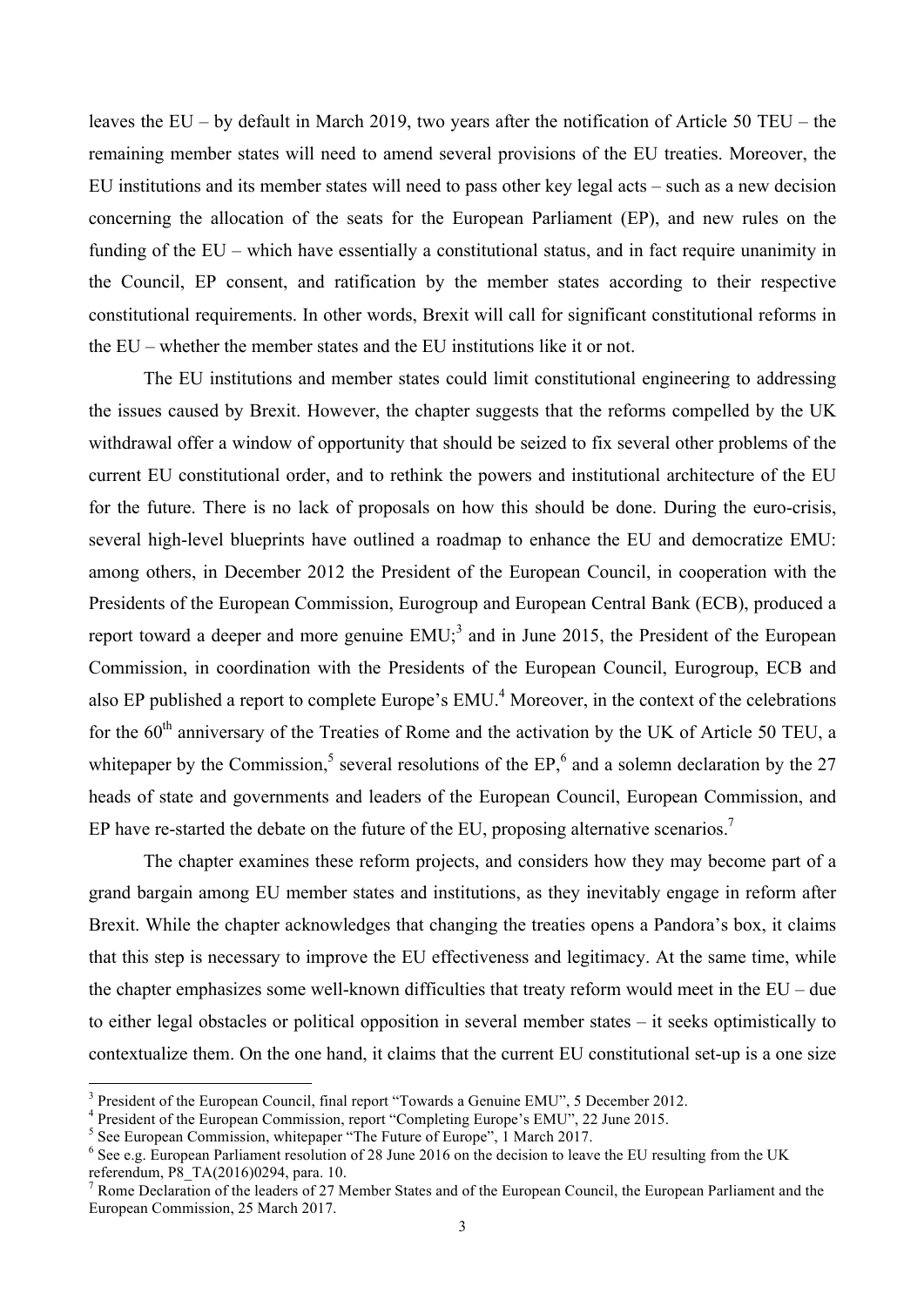leaves the EU – by default in March 2019, two years after the notification of Article 50 TEU – the remaining member states will need to amend several provisions of the EU treaties. Moreover, the EU institutions and its member states will need to pass other key legal acts – such as a new decision concerning the allocation of the seats for the European Parliament (EP), and new rules on the funding of the EU – which have essentially a constitutional status, and in fact require unanimity in the Council, EP consent, and ratification by the member states according to their respective constitutional requirements. In other words, Brexit will call for significant constitutional reforms in the EU – whether the member states and the EU institutions like it or not.

The EU institutions and member states could limit constitutional engineering to addressing the issues caused by Brexit. However, the chapter suggests that the reforms compelled by the UK withdrawal offer a window of opportunity that should be seized to fix several other problems of the current EU constitutional order, and to rethink the powers and institutional architecture of the EU for the future. There is no lack of proposals on how this should be done. During the euro-crisis, several high-level blueprints have outlined a roadmap to enhance the EU and democratize EMU: among others, in December 2012 the President of the European Council, in cooperation with the Presidents of the European Commission, Eurogroup and European Central Bank (ECB), produced a report toward a deeper and more genuine EMU;[3] and in June 2015, the President of the European Commission, in coordination with the Presidents of the European Council, Eurogroup, ECB and also EP published a report to complete Europe's EMU.[4] Moreover, in the context of the celebrations for the 60th anniversary of the Treaties of Rome and the activation by the UK of Article 50 TEU, a whitepaper by the Commission,[5] several resolutions of the EP,[6] and a solemn declaration by the 27 heads of state and governments and leaders of the European Council, European Commission, and EP have re-started the debate on the future of the EU, proposing alternative scenarios.[7]

The chapter examines these reform projects, and considers how they may become part of a grand bargain among EU member states and institutions, as they inevitably engage in reform after Brexit. While the chapter acknowledges that changing the treaties opens a Pandora's box, it claims that this step is necessary to improve the EU effectiveness and legitimacy. At the same time, while the chapter emphasizes some well-known difficulties that treaty reform would meet in the EU – due to either legal obstacles or political opposition in several member states – it seeks optimistically to contextualize them. On the one hand, it claims that the current EU constitutional set-up is a one size

[3] President of the European Council, final report "Towards a Genuine EMU", 5 December 2012.

[4] President of the European Commission, report "Completing Europe's EMU", 22 June 2015.

[5] See European Commission, whitepaper "The Future of Europe", 1 March 2017.

[6] See e.g. European Parliament resolution of 28 June 2016 on the decision to leave the EU resulting from the UK referendum, P8_TA(2016)0294, para. 10.

[7] Rome Declaration of the leaders of 27 Member States and of the European Council, the European Parliament and the European Commission, 25 March 2017.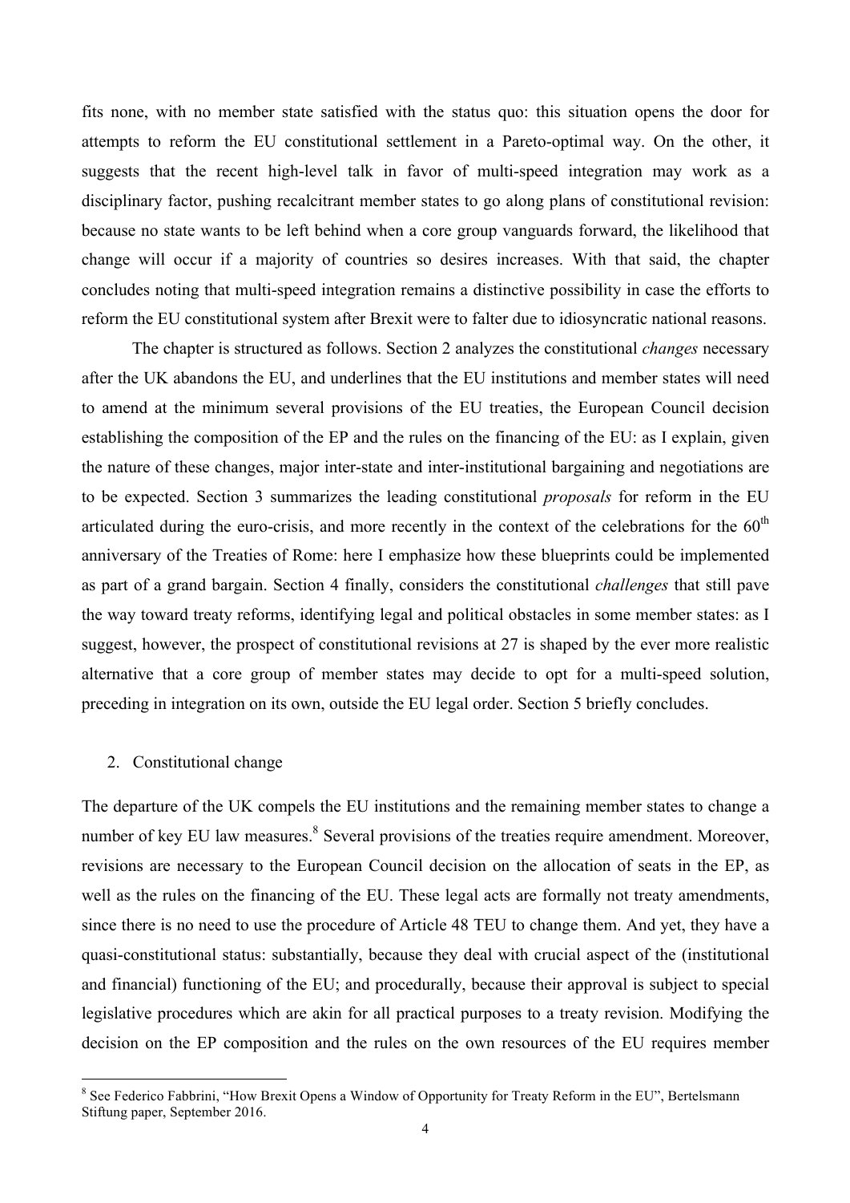fits none, with no member state satisfied with the status quo: this situation opens the door for attempts to reform the EU constitutional settlement in a Pareto-optimal way. On the other, it suggests that the recent high-level talk in favor of multi-speed integration may work as a disciplinary factor, pushing recalcitrant member states to go along plans of constitutional revision: because no state wants to be left behind when a core group vanguards forward, the likelihood that change will occur if a majority of countries so desires increases. With that said, the chapter concludes noting that multi-speed integration remains a distinctive possibility in case the efforts to reform the EU constitutional system after Brexit were to falter due to idiosyncratic national reasons.

The chapter is structured as follows. Section 2 analyzes the constitutional *changes* necessary after the UK abandons the EU, and underlines that the EU institutions and member states will need to amend at the minimum several provisions of the EU treaties, the European Council decision establishing the composition of the EP and the rules on the financing of the EU: as I explain, given the nature of these changes, major inter-state and inter-institutional bargaining and negotiations are to be expected. Section 3 summarizes the leading constitutional *proposals* for reform in the EU articulated during the euro-crisis, and more recently in the context of the celebrations for the 60th anniversary of the Treaties of Rome: here I emphasize how these blueprints could be implemented as part of a grand bargain. Section 4 finally, considers the constitutional *challenges* that still pave the way toward treaty reforms, identifying legal and political obstacles in some member states: as I suggest, however, the prospect of constitutional revisions at 27 is shaped by the ever more realistic alternative that a core group of member states may decide to opt for a multi-speed solution, preceding in integration on its own, outside the EU legal order. Section 5 briefly concludes.

## 2. Constitutional change

The departure of the UK compels the EU institutions and the remaining member states to change a number of key EU law measures.[8] Several provisions of the treaties require amendment. Moreover, revisions are necessary to the European Council decision on the allocation of seats in the EP, as well as the rules on the financing of the EU. These legal acts are formally not treaty amendments, since there is no need to use the procedure of Article 48 TEU to change them. And yet, they have a quasi-constitutional status: substantially, because they deal with crucial aspect of the (institutional and financial) functioning of the EU; and procedurally, because their approval is subject to special legislative procedures which are akin for all practical purposes to a treaty revision. Modifying the decision on the EP composition and the rules on the own resources of the EU requires member

[8] See Federico Fabbrini, "How Brexit Opens a Window of Opportunity for Treaty Reform in the EU", Bertelsmann Stiftung paper, September 2016.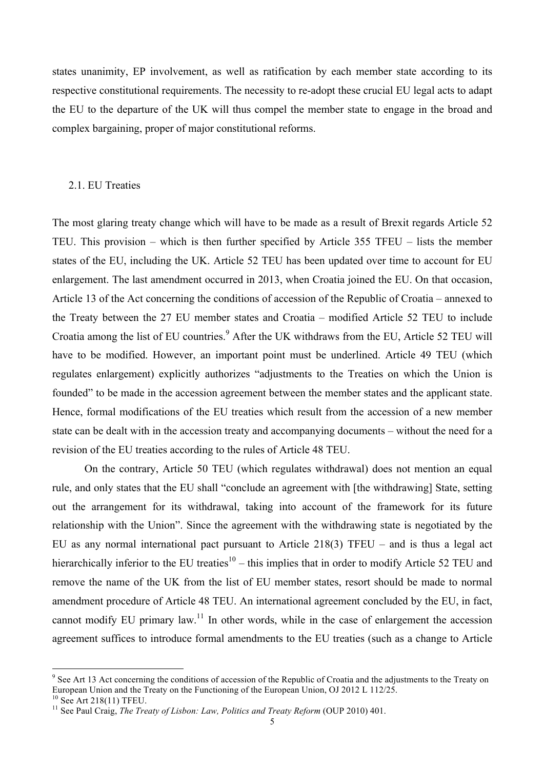states unanimity, EP involvement, as well as ratification by each member state according to its respective constitutional requirements. The necessity to re-adopt these crucial EU legal acts to adapt the EU to the departure of the UK will thus compel the member state to engage in the broad and complex bargaining, proper of major constitutional reforms.

## 2.1. EU Treaties

The most glaring treaty change which will have to be made as a result of Brexit regards Article 52 TEU. This provision – which is then further specified by Article 355 TFEU – lists the member states of the EU, including the UK. Article 52 TEU has been updated over time to account for EU enlargement. The last amendment occurred in 2013, when Croatia joined the EU. On that occasion, Article 13 of the Act concerning the conditions of accession of the Republic of Croatia – annexed to the Treaty between the 27 EU member states and Croatia – modified Article 52 TEU to include Croatia among the list of EU countries.[9] After the UK withdraws from the EU, Article 52 TEU will have to be modified. However, an important point must be underlined. Article 49 TEU (which regulates enlargement) explicitly authorizes "adjustments to the Treaties on which the Union is founded" to be made in the accession agreement between the member states and the applicant state. Hence, formal modifications of the EU treaties which result from the accession of a new member state can be dealt with in the accession treaty and accompanying documents – without the need for a revision of the EU treaties according to the rules of Article 48 TEU.

On the contrary, Article 50 TEU (which regulates withdrawal) does not mention an equal rule, and only states that the EU shall "conclude an agreement with [the withdrawing] State, setting out the arrangement for its withdrawal, taking into account of the framework for its future relationship with the Union". Since the agreement with the withdrawing state is negotiated by the EU as any normal international pact pursuant to Article 218(3) TFEU – and is thus a legal act hierarchically inferior to the EU treaties[10] – this implies that in order to modify Article 52 TEU and remove the name of the UK from the list of EU member states, resort should be made to normal amendment procedure of Article 48 TEU. An international agreement concluded by the EU, in fact, cannot modify EU primary law.[11] In other words, while in the case of enlargement the accession agreement suffices to introduce formal amendments to the EU treaties (such as a change to Article

---

[9] See Art 13 Act concerning the conditions of accession of the Republic of Croatia and the adjustments to the Treaty on European Union and the Treaty on the Functioning of the European Union, OJ 2012 L 112/25.

[10] See Art 218(11) TFEU.

[11] See Paul Craig, *The Treaty of Lisbon: Law, Politics and Treaty Reform* (OUP 2010) 401.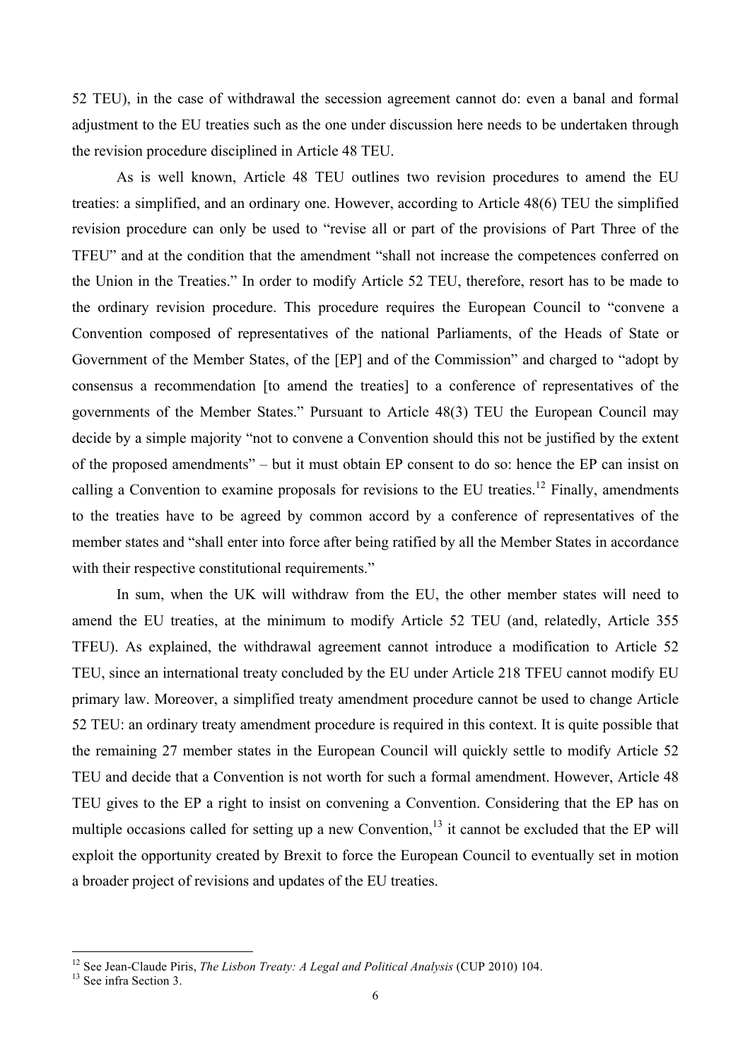52 TEU), in the case of withdrawal the secession agreement cannot do: even a banal and formal adjustment to the EU treaties such as the one under discussion here needs to be undertaken through the revision procedure disciplined in Article 48 TEU.

As is well known, Article 48 TEU outlines two revision procedures to amend the EU treaties: a simplified, and an ordinary one. However, according to Article 48(6) TEU the simplified revision procedure can only be used to "revise all or part of the provisions of Part Three of the TFEU" and at the condition that the amendment "shall not increase the competences conferred on the Union in the Treaties." In order to modify Article 52 TEU, therefore, resort has to be made to the ordinary revision procedure. This procedure requires the European Council to "convene a Convention composed of representatives of the national Parliaments, of the Heads of State or Government of the Member States, of the [EP] and of the Commission" and charged to "adopt by consensus a recommendation [to amend the treaties] to a conference of representatives of the governments of the Member States." Pursuant to Article 48(3) TEU the European Council may decide by a simple majority "not to convene a Convention should this not be justified by the extent of the proposed amendments" – but it must obtain EP consent to do so: hence the EP can insist on calling a Convention to examine proposals for revisions to the EU treaties.[12] Finally, amendments to the treaties have to be agreed by common accord by a conference of representatives of the member states and "shall enter into force after being ratified by all the Member States in accordance with their respective constitutional requirements."

In sum, when the UK will withdraw from the EU, the other member states will need to amend the EU treaties, at the minimum to modify Article 52 TEU (and, relatedly, Article 355 TFEU). As explained, the withdrawal agreement cannot introduce a modification to Article 52 TEU, since an international treaty concluded by the EU under Article 218 TFEU cannot modify EU primary law. Moreover, a simplified treaty amendment procedure cannot be used to change Article 52 TEU: an ordinary treaty amendment procedure is required in this context. It is quite possible that the remaining 27 member states in the European Council will quickly settle to modify Article 52 TEU and decide that a Convention is not worth for such a formal amendment. However, Article 48 TEU gives to the EP a right to insist on convening a Convention. Considering that the EP has on multiple occasions called for setting up a new Convention,[13] it cannot be excluded that the EP will exploit the opportunity created by Brexit to force the European Council to eventually set in motion a broader project of revisions and updates of the EU treaties.

---

[12] See Jean-Claude Piris, *The Lisbon Treaty: A Legal and Political Analysis* (CUP 2010) 104.

[13] See infra Section 3.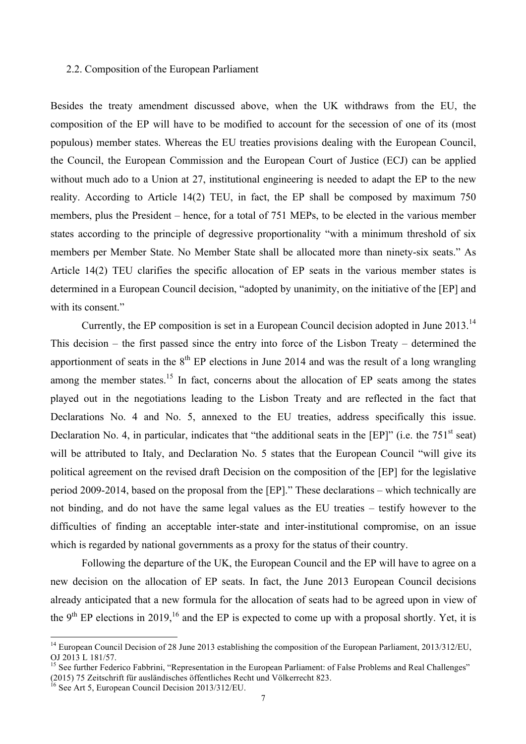## 2.2. Composition of the European Parliament

Besides the treaty amendment discussed above, when the UK withdraws from the EU, the composition of the EP will have to be modified to account for the secession of one of its (most populous) member states. Whereas the EU treaties provisions dealing with the European Council, the Council, the European Commission and the European Court of Justice (ECJ) can be applied without much ado to a Union at 27, institutional engineering is needed to adapt the EP to the new reality. According to Article 14(2) TEU, in fact, the EP shall be composed by maximum 750 members, plus the President – hence, for a total of 751 MEPs, to be elected in the various member states according to the principle of degressive proportionality "with a minimum threshold of six members per Member State. No Member State shall be allocated more than ninety-six seats." As Article 14(2) TEU clarifies the specific allocation of EP seats in the various member states is determined in a European Council decision, "adopted by unanimity, on the initiative of the [EP] and with its consent."

Currently, the EP composition is set in a European Council decision adopted in June 2013.[14] This decision – the first passed since the entry into force of the Lisbon Treaty – determined the apportionment of seats in the 8th EP elections in June 2014 and was the result of a long wrangling among the member states.[15] In fact, concerns about the allocation of EP seats among the states played out in the negotiations leading to the Lisbon Treaty and are reflected in the fact that Declarations No. 4 and No. 5, annexed to the EU treaties, address specifically this issue. Declaration No. 4, in particular, indicates that "the additional seats in the [EP]" (i.e. the 751st seat) will be attributed to Italy, and Declaration No. 5 states that the European Council "will give its political agreement on the revised draft Decision on the composition of the [EP] for the legislative period 2009-2014, based on the proposal from the [EP]." These declarations – which technically are not binding, and do not have the same legal values as the EU treaties – testify however to the difficulties of finding an acceptable inter-state and inter-institutional compromise, on an issue which is regarded by national governments as a proxy for the status of their country.

Following the departure of the UK, the European Council and the EP will have to agree on a new decision on the allocation of EP seats. In fact, the June 2013 European Council decisions already anticipated that a new formula for the allocation of seats had to be agreed upon in view of the 9th EP elections in 2019,[16] and the EP is expected to come up with a proposal shortly. Yet, it is

---

[14] European Council Decision of 28 June 2013 establishing the composition of the European Parliament, 2013/312/EU, OJ 2013 L 181/57.

[15] See further Federico Fabbrini, "Representation in the European Parliament: of False Problems and Real Challenges" (2015) 75 Zeitschrift für ausländisches öffentliches Recht und Völkerrecht 823.

[16] See Art 5, European Council Decision 2013/312/EU.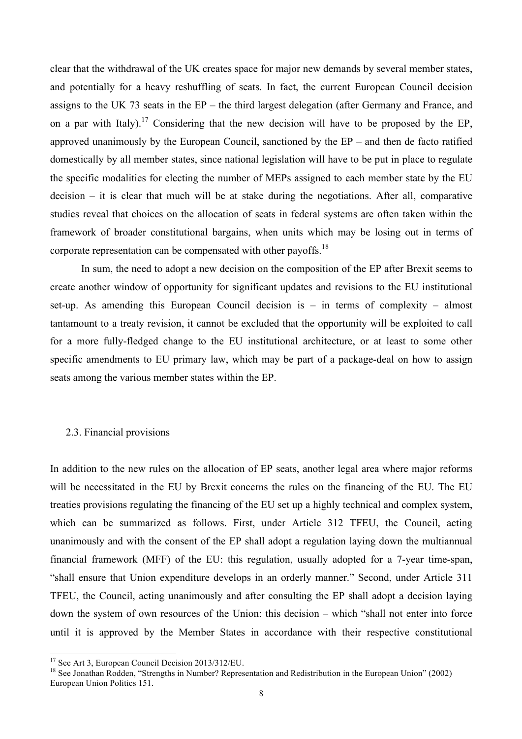clear that the withdrawal of the UK creates space for major new demands by several member states, and potentially for a heavy reshuffling of seats. In fact, the current European Council decision assigns to the UK 73 seats in the EP – the third largest delegation (after Germany and France, and on a par with Italy).[17] Considering that the new decision will have to be proposed by the EP, approved unanimously by the European Council, sanctioned by the EP – and then de facto ratified domestically by all member states, since national legislation will have to be put in place to regulate the specific modalities for electing the number of MEPs assigned to each member state by the EU decision – it is clear that much will be at stake during the negotiations. After all, comparative studies reveal that choices on the allocation of seats in federal systems are often taken within the framework of broader constitutional bargains, when units which may be losing out in terms of corporate representation can be compensated with other payoffs.[18]

In sum, the need to adopt a new decision on the composition of the EP after Brexit seems to create another window of opportunity for significant updates and revisions to the EU institutional set-up. As amending this European Council decision is – in terms of complexity – almost tantamount to a treaty revision, it cannot be excluded that the opportunity will be exploited to call for a more fully-fledged change to the EU institutional architecture, or at least to some other specific amendments to EU primary law, which may be part of a package-deal on how to assign seats among the various member states within the EP.

### 2.3. Financial provisions

In addition to the new rules on the allocation of EP seats, another legal area where major reforms will be necessitated in the EU by Brexit concerns the rules on the financing of the EU. The EU treaties provisions regulating the financing of the EU set up a highly technical and complex system, which can be summarized as follows. First, under Article 312 TFEU, the Council, acting unanimously and with the consent of the EP shall adopt a regulation laying down the multiannual financial framework (MFF) of the EU: this regulation, usually adopted for a 7-year time-span, "shall ensure that Union expenditure develops in an orderly manner." Second, under Article 311 TFEU, the Council, acting unanimously and after consulting the EP shall adopt a decision laying down the system of own resources of the Union: this decision – which "shall not enter into force until it is approved by the Member States in accordance with their respective constitutional

---

[17] See Art 3, European Council Decision 2013/312/EU.

[18] See Jonathan Rodden, "Strengths in Number? Representation and Redistribution in the European Union" (2002) European Union Politics 151.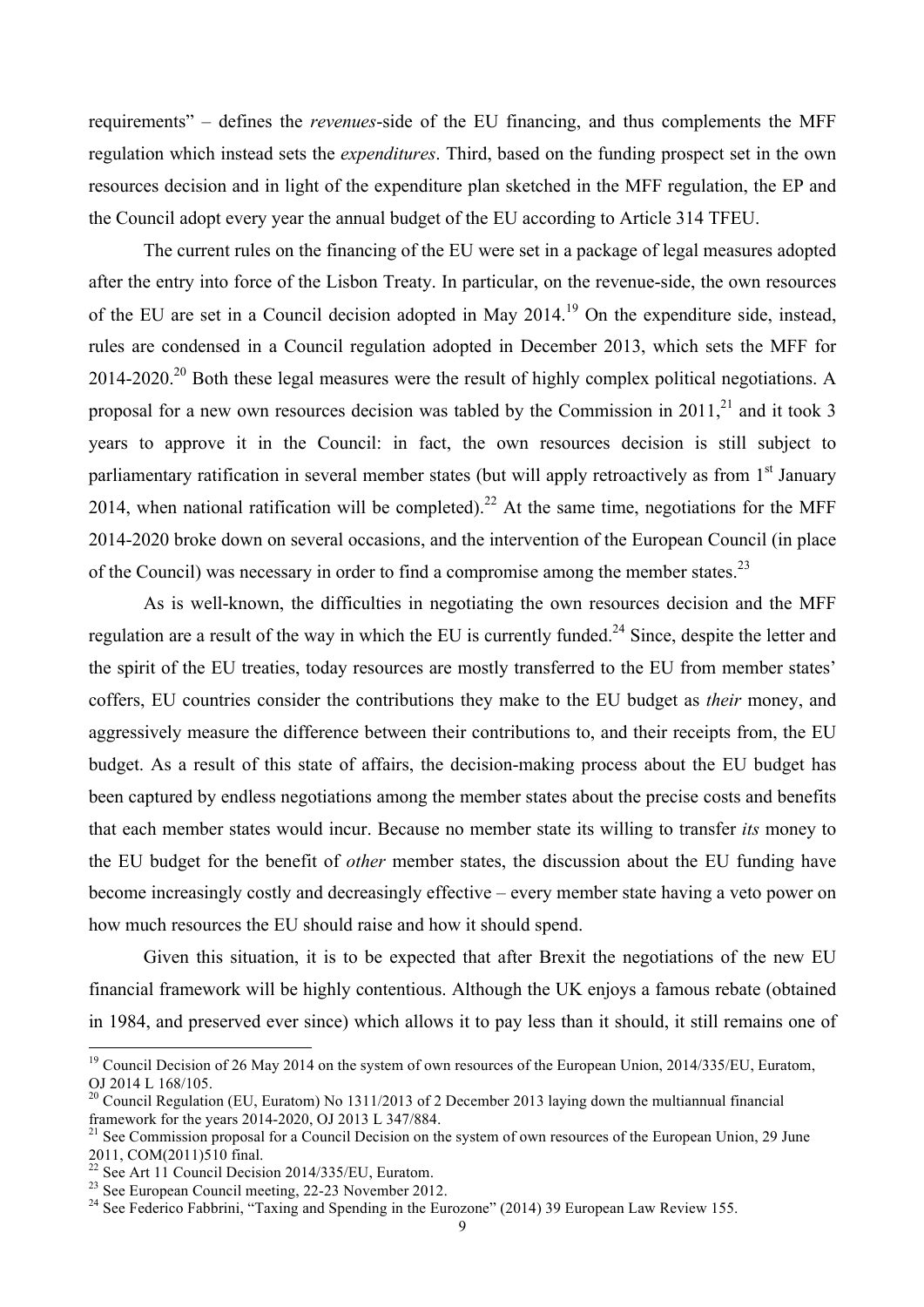requirements" – defines the *revenues*-side of the EU financing, and thus complements the MFF regulation which instead sets the *expenditures*. Third, based on the funding prospect set in the own resources decision and in light of the expenditure plan sketched in the MFF regulation, the EP and the Council adopt every year the annual budget of the EU according to Article 314 TFEU.

The current rules on the financing of the EU were set in a package of legal measures adopted after the entry into force of the Lisbon Treaty. In particular, on the revenue-side, the own resources of the EU are set in a Council decision adopted in May 2014.[19] On the expenditure side, instead, rules are condensed in a Council regulation adopted in December 2013, which sets the MFF for 2014-2020.[20] Both these legal measures were the result of highly complex political negotiations. A proposal for a new own resources decision was tabled by the Commission in 2011,[21] and it took 3 years to approve it in the Council: in fact, the own resources decision is still subject to parliamentary ratification in several member states (but will apply retroactively as from 1st January 2014, when national ratification will be completed).[22] At the same time, negotiations for the MFF 2014-2020 broke down on several occasions, and the intervention of the European Council (in place of the Council) was necessary in order to find a compromise among the member states.[23]

As is well-known, the difficulties in negotiating the own resources decision and the MFF regulation are a result of the way in which the EU is currently funded.[24] Since, despite the letter and the spirit of the EU treaties, today resources are mostly transferred to the EU from member states' coffers, EU countries consider the contributions they make to the EU budget as *their* money, and aggressively measure the difference between their contributions to, and their receipts from, the EU budget. As a result of this state of affairs, the decision-making process about the EU budget has been captured by endless negotiations among the member states about the precise costs and benefits that each member states would incur. Because no member state its willing to transfer *its* money to the EU budget for the benefit of *other* member states, the discussion about the EU funding have become increasingly costly and decreasingly effective – every member state having a veto power on how much resources the EU should raise and how it should spend.

Given this situation, it is to be expected that after Brexit the negotiations of the new EU financial framework will be highly contentious. Although the UK enjoys a famous rebate (obtained in 1984, and preserved ever since) which allows it to pay less than it should, it still remains one of

[19] Council Decision of 26 May 2014 on the system of own resources of the European Union, 2014/335/EU, Euratom, OJ 2014 L 168/105.

[20] Council Regulation (EU, Euratom) No 1311/2013 of 2 December 2013 laying down the multiannual financial framework for the years 2014-2020, OJ 2013 L 347/884.

[21] See Commission proposal for a Council Decision on the system of own resources of the European Union, 29 June 2011, COM(2011)510 final.

[22] See Art 11 Council Decision 2014/335/EU, Euratom.

[23] See European Council meeting, 22-23 November 2012.

[24] See Federico Fabbrini, "Taxing and Spending in the Eurozone" (2014) 39 European Law Review 155.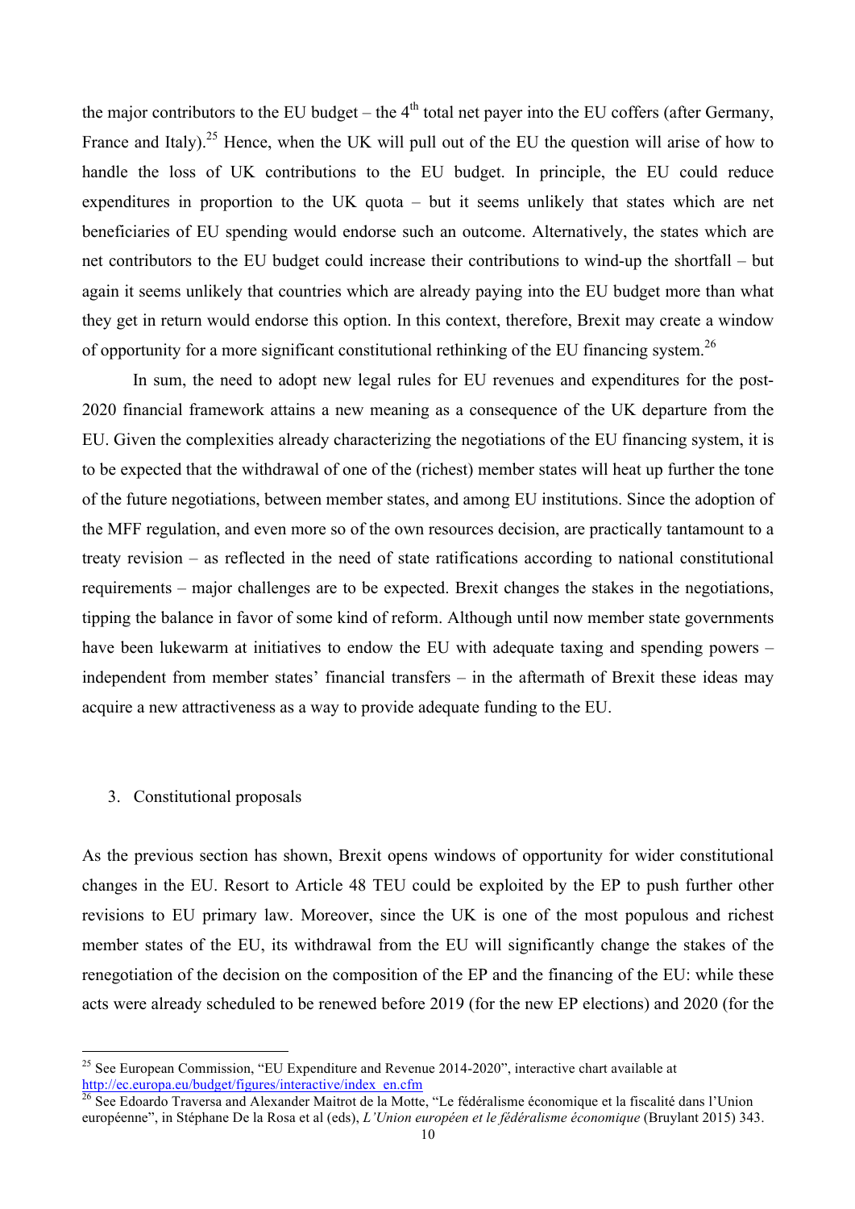the major contributors to the EU budget – the 4th total net payer into the EU coffers (after Germany, France and Italy).[25] Hence, when the UK will pull out of the EU the question will arise of how to handle the loss of UK contributions to the EU budget. In principle, the EU could reduce expenditures in proportion to the UK quota – but it seems unlikely that states which are net beneficiaries of EU spending would endorse such an outcome. Alternatively, the states which are net contributors to the EU budget could increase their contributions to wind-up the shortfall – but again it seems unlikely that countries which are already paying into the EU budget more than what they get in return would endorse this option. In this context, therefore, Brexit may create a window of opportunity for a more significant constitutional rethinking of the EU financing system.[26]

In sum, the need to adopt new legal rules for EU revenues and expenditures for the post-2020 financial framework attains a new meaning as a consequence of the UK departure from the EU. Given the complexities already characterizing the negotiations of the EU financing system, it is to be expected that the withdrawal of one of the (richest) member states will heat up further the tone of the future negotiations, between member states, and among EU institutions. Since the adoption of the MFF regulation, and even more so of the own resources decision, are practically tantamount to a treaty revision – as reflected in the need of state ratifications according to national constitutional requirements – major challenges are to be expected. Brexit changes the stakes in the negotiations, tipping the balance in favor of some kind of reform. Although until now member state governments have been lukewarm at initiatives to endow the EU with adequate taxing and spending powers – independent from member states' financial transfers – in the aftermath of Brexit these ideas may acquire a new attractiveness as a way to provide adequate funding to the EU.

## 3. Constitutional proposals

As the previous section has shown, Brexit opens windows of opportunity for wider constitutional changes in the EU. Resort to Article 48 TEU could be exploited by the EP to push further other revisions to EU primary law. Moreover, since the UK is one of the most populous and richest member states of the EU, its withdrawal from the EU will significantly change the stakes of the renegotiation of the decision on the composition of the EP and the financing of the EU: while these acts were already scheduled to be renewed before 2019 (for the new EP elections) and 2020 (for the

---

[25] See European Commission, "EU Expenditure and Revenue 2014-2020", interactive chart available at http://ec.europa.eu/budget/figures/interactive/index_en.cfm

[26] See Edoardo Traversa and Alexander Maitrot de la Motte, "Le fédéralisme économique et la fiscalité dans l'Union européenne", in Stéphane De la Rosa et al (eds), *L'Union européen et le fédéralisme économique* (Bruylant 2015) 343.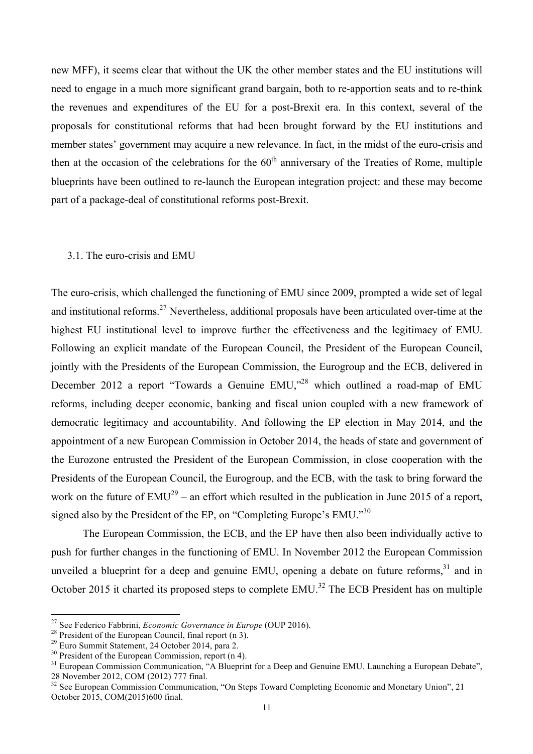new MFF), it seems clear that without the UK the other member states and the EU institutions will need to engage in a much more significant grand bargain, both to re-apportion seats and to re-think the revenues and expenditures of the EU for a post-Brexit era. In this context, several of the proposals for constitutional reforms that had been brought forward by the EU institutions and member states' government may acquire a new relevance. In fact, in the midst of the euro-crisis and then at the occasion of the celebrations for the 60th anniversary of the Treaties of Rome, multiple blueprints have been outlined to re-launch the European integration project: and these may become part of a package-deal of constitutional reforms post-Brexit.

### 3.1. The euro-crisis and EMU

The euro-crisis, which challenged the functioning of EMU since 2009, prompted a wide set of legal and institutional reforms.[27] Nevertheless, additional proposals have been articulated over-time at the highest EU institutional level to improve further the effectiveness and the legitimacy of EMU. Following an explicit mandate of the European Council, the President of the European Council, jointly with the Presidents of the European Commission, the Eurogroup and the ECB, delivered in December 2012 a report "Towards a Genuine EMU,"[28] which outlined a road-map of EMU reforms, including deeper economic, banking and fiscal union coupled with a new framework of democratic legitimacy and accountability. And following the EP election in May 2014, and the appointment of a new European Commission in October 2014, the heads of state and government of the Eurozone entrusted the President of the European Commission, in close cooperation with the Presidents of the European Council, the Eurogroup, and the ECB, with the task to bring forward the work on the future of EMU[29] – an effort which resulted in the publication in June 2015 of a report, signed also by the President of the EP, on "Completing Europe's EMU."[30]

The European Commission, the ECB, and the EP have then also been individually active to push for further changes in the functioning of EMU. In November 2012 the European Commission unveiled a blueprint for a deep and genuine EMU, opening a debate on future reforms,[31] and in October 2015 it charted its proposed steps to complete EMU.[32] The ECB President has on multiple

---

[27] See Federico Fabbrini, *Economic Governance in Europe* (OUP 2016).

[28] President of the European Council, final report (n 3).

[29] Euro Summit Statement, 24 October 2014, para 2.

[30] President of the European Commission, report (n 4).

[31] European Commission Communication, "A Blueprint for a Deep and Genuine EMU. Launching a European Debate", 28 November 2012, COM (2012) 777 final.

[32] See European Commission Communication, "On Steps Toward Completing Economic and Monetary Union", 21 October 2015, COM(2015)600 final.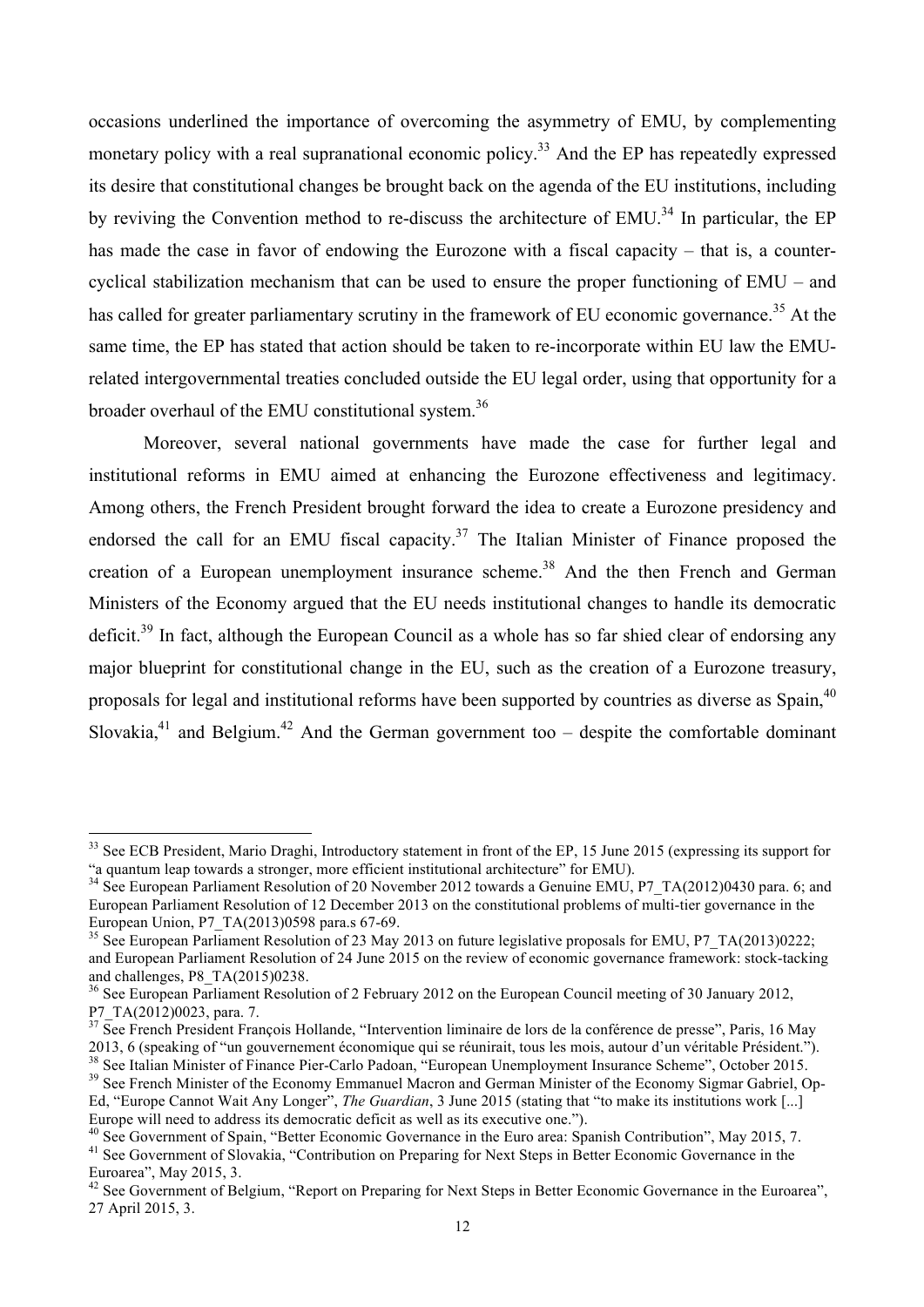occasions underlined the importance of overcoming the asymmetry of EMU, by complementing monetary policy with a real supranational economic policy.[33] And the EP has repeatedly expressed its desire that constitutional changes be brought back on the agenda of the EU institutions, including by reviving the Convention method to re-discuss the architecture of EMU.[34] In particular, the EP has made the case in favor of endowing the Eurozone with a fiscal capacity – that is, a counter-cyclical stabilization mechanism that can be used to ensure the proper functioning of EMU – and has called for greater parliamentary scrutiny in the framework of EU economic governance.[35] At the same time, the EP has stated that action should be taken to re-incorporate within EU law the EMU-related intergovernmental treaties concluded outside the EU legal order, using that opportunity for a broader overhaul of the EMU constitutional system.[36]

Moreover, several national governments have made the case for further legal and institutional reforms in EMU aimed at enhancing the Eurozone effectiveness and legitimacy. Among others, the French President brought forward the idea to create a Eurozone presidency and endorsed the call for an EMU fiscal capacity.[37] The Italian Minister of Finance proposed the creation of a European unemployment insurance scheme.[38] And the then French and German Ministers of the Economy argued that the EU needs institutional changes to handle its democratic deficit.[39] In fact, although the European Council as a whole has so far shied clear of endorsing any major blueprint for constitutional change in the EU, such as the creation of a Eurozone treasury, proposals for legal and institutional reforms have been supported by countries as diverse as Spain,[40] Slovakia,[41] and Belgium.[42] And the German government too – despite the comfortable dominant

---

[33] See ECB President, Mario Draghi, Introductory statement in front of the EP, 15 June 2015 (expressing its support for "a quantum leap towards a stronger, more efficient institutional architecture" for EMU).

[34] See European Parliament Resolution of 20 November 2012 towards a Genuine EMU, P7_TA(2012)0430 para. 6; and European Parliament Resolution of 12 December 2013 on the constitutional problems of multi-tier governance in the European Union, P7_TA(2013)0598 para.s 67-69.

[35] See European Parliament Resolution of 23 May 2013 on future legislative proposals for EMU, P7_TA(2013)0222; and European Parliament Resolution of 24 June 2015 on the review of economic governance framework: stock-tacking and challenges, P8_TA(2015)0238.

[36] See European Parliament Resolution of 2 February 2012 on the European Council meeting of 30 January 2012, P7_TA(2012)0023, para. 7.

[37] See French President François Hollande, "Intervention liminaire de lors de la conférence de presse", Paris, 16 May 2013, 6 (speaking of "un gouvernement économique qui se réunirait, tous les mois, autour d'un véritable Président.").

[38] See Italian Minister of Finance Pier-Carlo Padoan, "European Unemployment Insurance Scheme", October 2015.

[39] See French Minister of the Economy Emmanuel Macron and German Minister of the Economy Sigmar Gabriel, Op-Ed, "Europe Cannot Wait Any Longer", *The Guardian*, 3 June 2015 (stating that "to make its institutions work [...] Europe will need to address its democratic deficit as well as its executive one.").

[40] See Government of Spain, "Better Economic Governance in the Euro area: Spanish Contribution", May 2015, 7.

[41] See Government of Slovakia, "Contribution on Preparing for Next Steps in Better Economic Governance in the Euroarea", May 2015, 3.

[42] See Government of Belgium, "Report on Preparing for Next Steps in Better Economic Governance in the Euroarea", 27 April 2015, 3.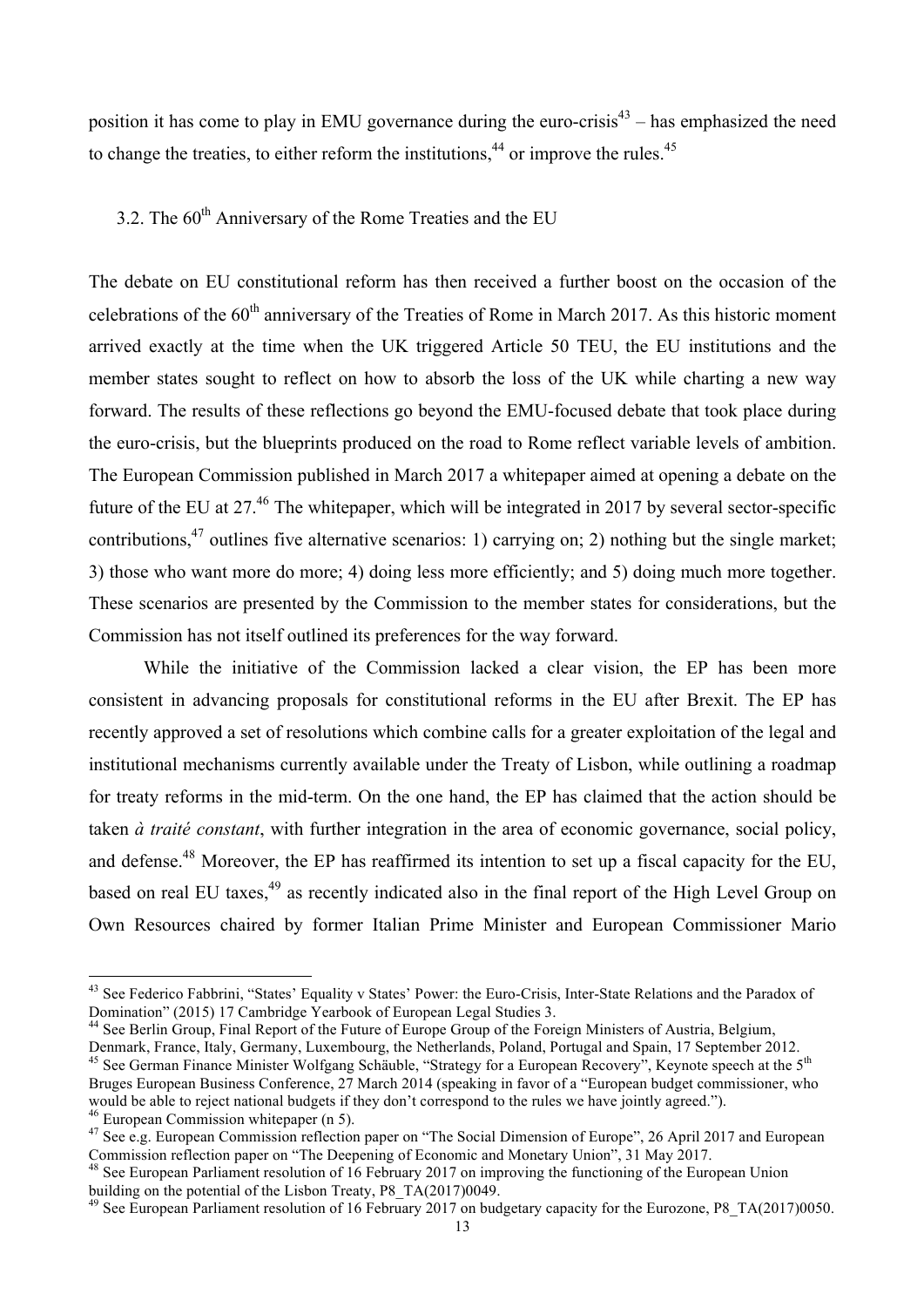position it has come to play in EMU governance during the euro-crisis[43] – has emphasized the need to change the treaties, to either reform the institutions,[44] or improve the rules.[45]

### 3.2. The 60th Anniversary of the Rome Treaties and the EU

The debate on EU constitutional reform has then received a further boost on the occasion of the celebrations of the 60th anniversary of the Treaties of Rome in March 2017. As this historic moment arrived exactly at the time when the UK triggered Article 50 TEU, the EU institutions and the member states sought to reflect on how to absorb the loss of the UK while charting a new way forward. The results of these reflections go beyond the EMU-focused debate that took place during the euro-crisis, but the blueprints produced on the road to Rome reflect variable levels of ambition. The European Commission published in March 2017 a whitepaper aimed at opening a debate on the future of the EU at 27.[46] The whitepaper, which will be integrated in 2017 by several sector-specific contributions,[47] outlines five alternative scenarios: 1) carrying on; 2) nothing but the single market; 3) those who want more do more; 4) doing less more efficiently; and 5) doing much more together. These scenarios are presented by the Commission to the member states for considerations, but the Commission has not itself outlined its preferences for the way forward.

While the initiative of the Commission lacked a clear vision, the EP has been more consistent in advancing proposals for constitutional reforms in the EU after Brexit. The EP has recently approved a set of resolutions which combine calls for a greater exploitation of the legal and institutional mechanisms currently available under the Treaty of Lisbon, while outlining a roadmap for treaty reforms in the mid-term. On the one hand, the EP has claimed that the action should be taken *à traité constant*, with further integration in the area of economic governance, social policy, and defense.[48] Moreover, the EP has reaffirmed its intention to set up a fiscal capacity for the EU, based on real EU taxes,[49] as recently indicated also in the final report of the High Level Group on Own Resources chaired by former Italian Prime Minister and European Commissioner Mario

---

[43] See Federico Fabbrini, "States' Equality v States' Power: the Euro-Crisis, Inter-State Relations and the Paradox of Domination" (2015) 17 Cambridge Yearbook of European Legal Studies 3.

[44] See Berlin Group, Final Report of the Future of Europe Group of the Foreign Ministers of Austria, Belgium, Denmark, France, Italy, Germany, Luxembourg, the Netherlands, Poland, Portugal and Spain, 17 September 2012.

[45] See German Finance Minister Wolfgang Schäuble, "Strategy for a European Recovery", Keynote speech at the 5th Bruges European Business Conference, 27 March 2014 (speaking in favor of a "European budget commissioner, who would be able to reject national budgets if they don't correspond to the rules we have jointly agreed.").

[46] European Commission whitepaper (n 5).

[47] See e.g. European Commission reflection paper on "The Social Dimension of Europe", 26 April 2017 and European Commission reflection paper on "The Deepening of Economic and Monetary Union", 31 May 2017.

[48] See European Parliament resolution of 16 February 2017 on improving the functioning of the European Union building on the potential of the Lisbon Treaty, P8_TA(2017)0049.

[49] See European Parliament resolution of 16 February 2017 on budgetary capacity for the Eurozone, P8_TA(2017)0050.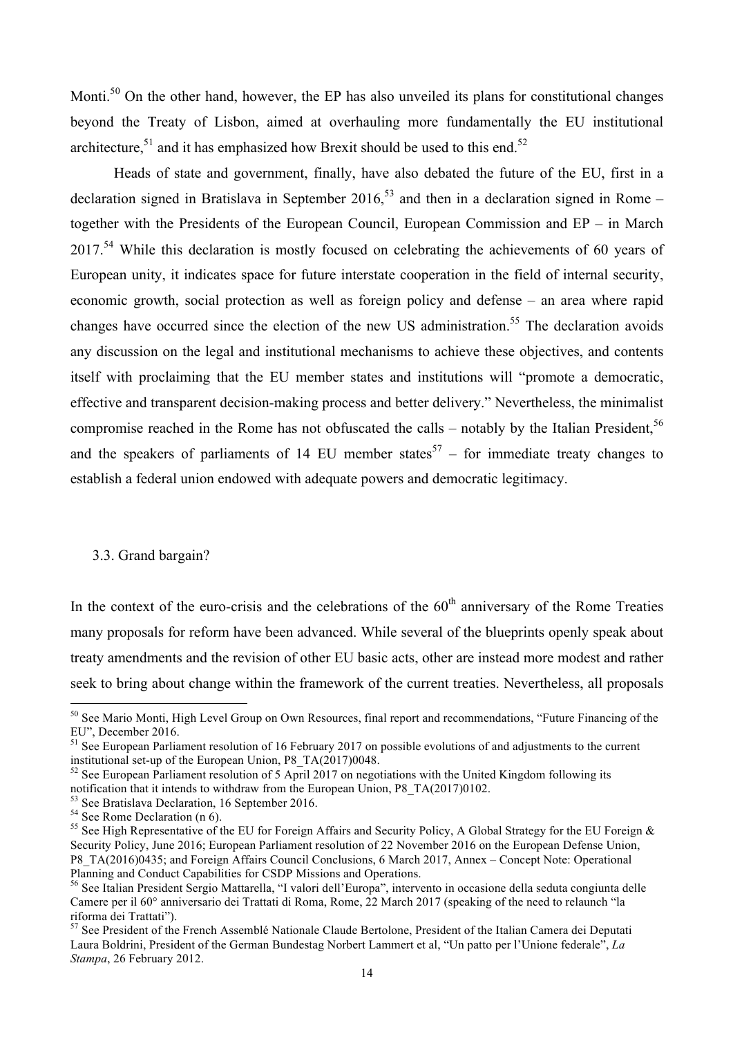Monti.[50] On the other hand, however, the EP has also unveiled its plans for constitutional changes beyond the Treaty of Lisbon, aimed at overhauling more fundamentally the EU institutional architecture,[51] and it has emphasized how Brexit should be used to this end.[52]

Heads of state and government, finally, have also debated the future of the EU, first in a declaration signed in Bratislava in September 2016,[53] and then in a declaration signed in Rome – together with the Presidents of the European Council, European Commission and EP – in March 2017.[54] While this declaration is mostly focused on celebrating the achievements of 60 years of European unity, it indicates space for future interstate cooperation in the field of internal security, economic growth, social protection as well as foreign policy and defense – an area where rapid changes have occurred since the election of the new US administration.[55] The declaration avoids any discussion on the legal and institutional mechanisms to achieve these objectives, and contents itself with proclaiming that the EU member states and institutions will "promote a democratic, effective and transparent decision-making process and better delivery." Nevertheless, the minimalist compromise reached in the Rome has not obfuscated the calls – notably by the Italian President,[56] and the speakers of parliaments of 14 EU member states[57] – for immediate treaty changes to establish a federal union endowed with adequate powers and democratic legitimacy.

### 3.3. Grand bargain?

In the context of the euro-crisis and the celebrations of the 60th anniversary of the Rome Treaties many proposals for reform have been advanced. While several of the blueprints openly speak about treaty amendments and the revision of other EU basic acts, other are instead more modest and rather seek to bring about change within the framework of the current treaties. Nevertheless, all proposals

---

[50] See Mario Monti, High Level Group on Own Resources, final report and recommendations, "Future Financing of the EU", December 2016.

[51] See European Parliament resolution of 16 February 2017 on possible evolutions of and adjustments to the current institutional set-up of the European Union, P8_TA(2017)0048.

[52] See European Parliament resolution of 5 April 2017 on negotiations with the United Kingdom following its notification that it intends to withdraw from the European Union, P8_TA(2017)0102.

[53] See Bratislava Declaration, 16 September 2016.

[54] See Rome Declaration (n 6).

[55] See High Representative of the EU for Foreign Affairs and Security Policy, A Global Strategy for the EU Foreign & Security Policy, June 2016; European Parliament resolution of 22 November 2016 on the European Defense Union, P8_TA(2016)0435; and Foreign Affairs Council Conclusions, 6 March 2017, Annex – Concept Note: Operational Planning and Conduct Capabilities for CSDP Missions and Operations.

[56] See Italian President Sergio Mattarella, "I valori dell'Europa", intervento in occasione della seduta congiunta delle Camere per il 60° anniversario dei Trattati di Roma, Rome, 22 March 2017 (speaking of the need to relaunch "la riforma dei Trattati").

[57] See President of the French Assemblé Nationale Claude Bertolone, President of the Italian Camera dei Deputati Laura Boldrini, President of the German Bundestag Norbert Lammert et al, "Un patto per l'Unione federale", *La Stampa*, 26 February 2012.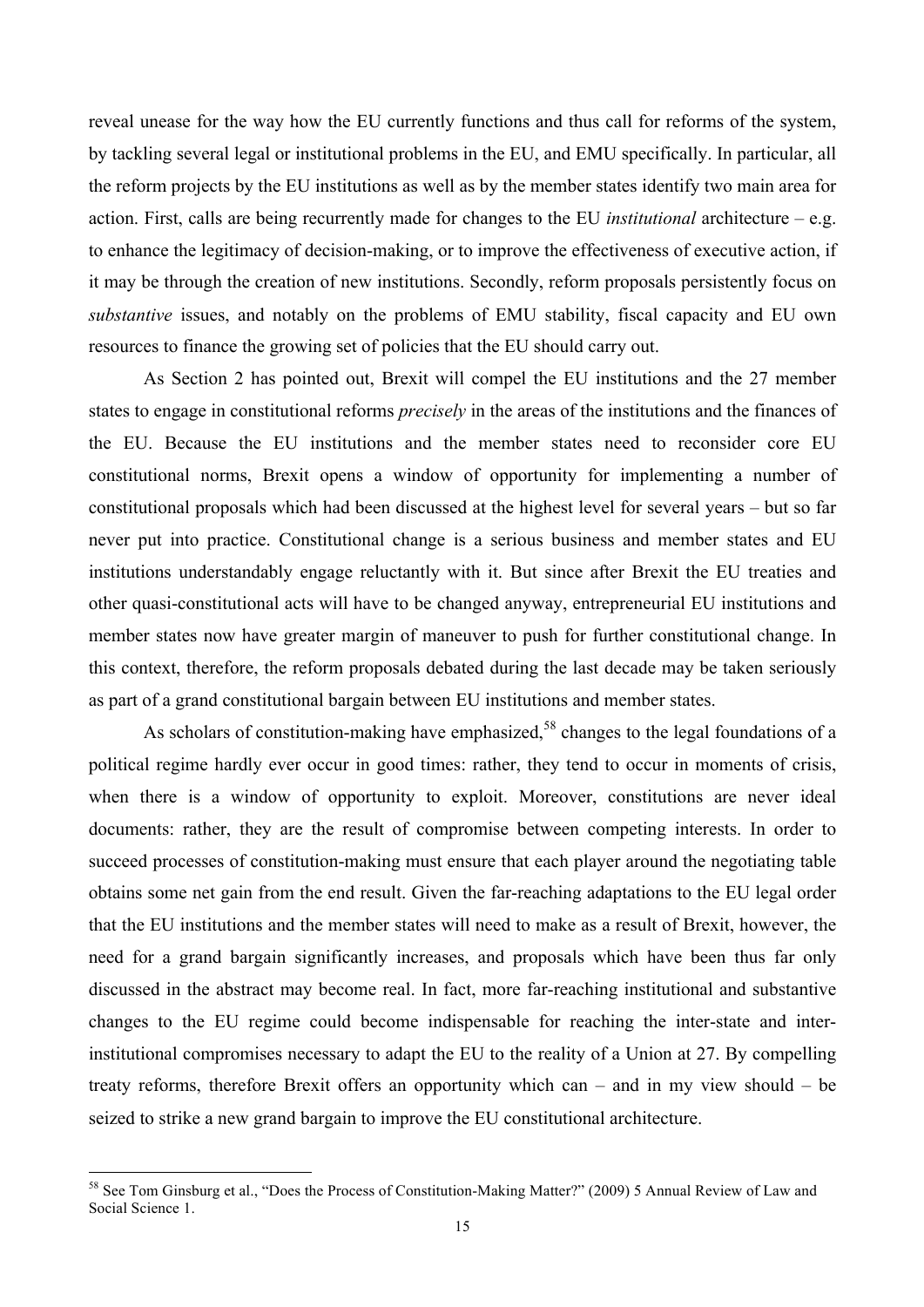reveal unease for the way how the EU currently functions and thus call for reforms of the system, by tackling several legal or institutional problems in the EU, and EMU specifically. In particular, all the reform projects by the EU institutions as well as by the member states identify two main area for action. First, calls are being recurrently made for changes to the EU *institutional* architecture – e.g. to enhance the legitimacy of decision-making, or to improve the effectiveness of executive action, if it may be through the creation of new institutions. Secondly, reform proposals persistently focus on *substantive* issues, and notably on the problems of EMU stability, fiscal capacity and EU own resources to finance the growing set of policies that the EU should carry out.

As Section 2 has pointed out, Brexit will compel the EU institutions and the 27 member states to engage in constitutional reforms *precisely* in the areas of the institutions and the finances of the EU. Because the EU institutions and the member states need to reconsider core EU constitutional norms, Brexit opens a window of opportunity for implementing a number of constitutional proposals which had been discussed at the highest level for several years – but so far never put into practice. Constitutional change is a serious business and member states and EU institutions understandably engage reluctantly with it. But since after Brexit the EU treaties and other quasi-constitutional acts will have to be changed anyway, entrepreneurial EU institutions and member states now have greater margin of maneuver to push for further constitutional change. In this context, therefore, the reform proposals debated during the last decade may be taken seriously as part of a grand constitutional bargain between EU institutions and member states.

As scholars of constitution-making have emphasized,[58] changes to the legal foundations of a political regime hardly ever occur in good times: rather, they tend to occur in moments of crisis, when there is a window of opportunity to exploit. Moreover, constitutions are never ideal documents: rather, they are the result of compromise between competing interests. In order to succeed processes of constitution-making must ensure that each player around the negotiating table obtains some net gain from the end result. Given the far-reaching adaptations to the EU legal order that the EU institutions and the member states will need to make as a result of Brexit, however, the need for a grand bargain significantly increases, and proposals which have been thus far only discussed in the abstract may become real. In fact, more far-reaching institutional and substantive changes to the EU regime could become indispensable for reaching the inter-state and inter-institutional compromises necessary to adapt the EU to the reality of a Union at 27. By compelling treaty reforms, therefore Brexit offers an opportunity which can – and in my view should – be seized to strike a new grand bargain to improve the EU constitutional architecture.

[58] See Tom Ginsburg et al., "Does the Process of Constitution-Making Matter?" (2009) 5 Annual Review of Law and Social Science 1.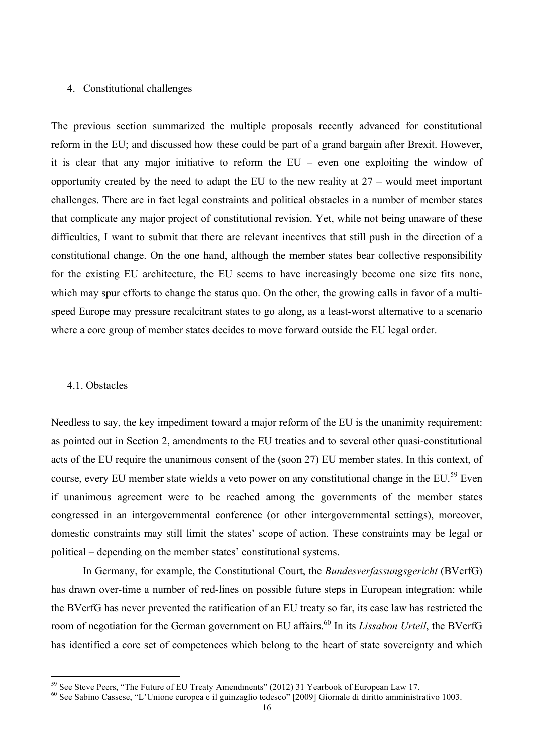## 4. Constitutional challenges

The previous section summarized the multiple proposals recently advanced for constitutional reform in the EU; and discussed how these could be part of a grand bargain after Brexit. However, it is clear that any major initiative to reform the EU – even one exploiting the window of opportunity created by the need to adapt the EU to the new reality at 27 – would meet important challenges. There are in fact legal constraints and political obstacles in a number of member states that complicate any major project of constitutional revision. Yet, while not being unaware of these difficulties, I want to submit that there are relevant incentives that still push in the direction of a constitutional change. On the one hand, although the member states bear collective responsibility for the existing EU architecture, the EU seems to have increasingly become one size fits none, which may spur efforts to change the status quo. On the other, the growing calls in favor of a multi-speed Europe may pressure recalcitrant states to go along, as a least-worst alternative to a scenario where a core group of member states decides to move forward outside the EU legal order.

### 4.1. Obstacles

Needless to say, the key impediment toward a major reform of the EU is the unanimity requirement: as pointed out in Section 2, amendments to the EU treaties and to several other quasi-constitutional acts of the EU require the unanimous consent of the (soon 27) EU member states. In this context, of course, every EU member state wields a veto power on any constitutional change in the EU.[59] Even if unanimous agreement were to be reached among the governments of the member states congressed in an intergovernmental conference (or other intergovernmental settings), moreover, domestic constraints may still limit the states' scope of action. These constraints may be legal or political – depending on the member states' constitutional systems.

In Germany, for example, the Constitutional Court, the *Bundesverfassungsgericht* (BVerfG) has drawn over-time a number of red-lines on possible future steps in European integration: while the BVerfG has never prevented the ratification of an EU treaty so far, its case law has restricted the room of negotiation for the German government on EU affairs.[60] In its *Lissabon Urteil*, the BVerfG has identified a core set of competences which belong to the heart of state sovereignty and which

[59] See Steve Peers, "The Future of EU Treaty Amendments" (2012) 31 Yearbook of European Law 17.

[60] See Sabino Cassese, "L'Unione europea e il guinzaglio tedesco" [2009] Giornale di diritto amministrativo 1003.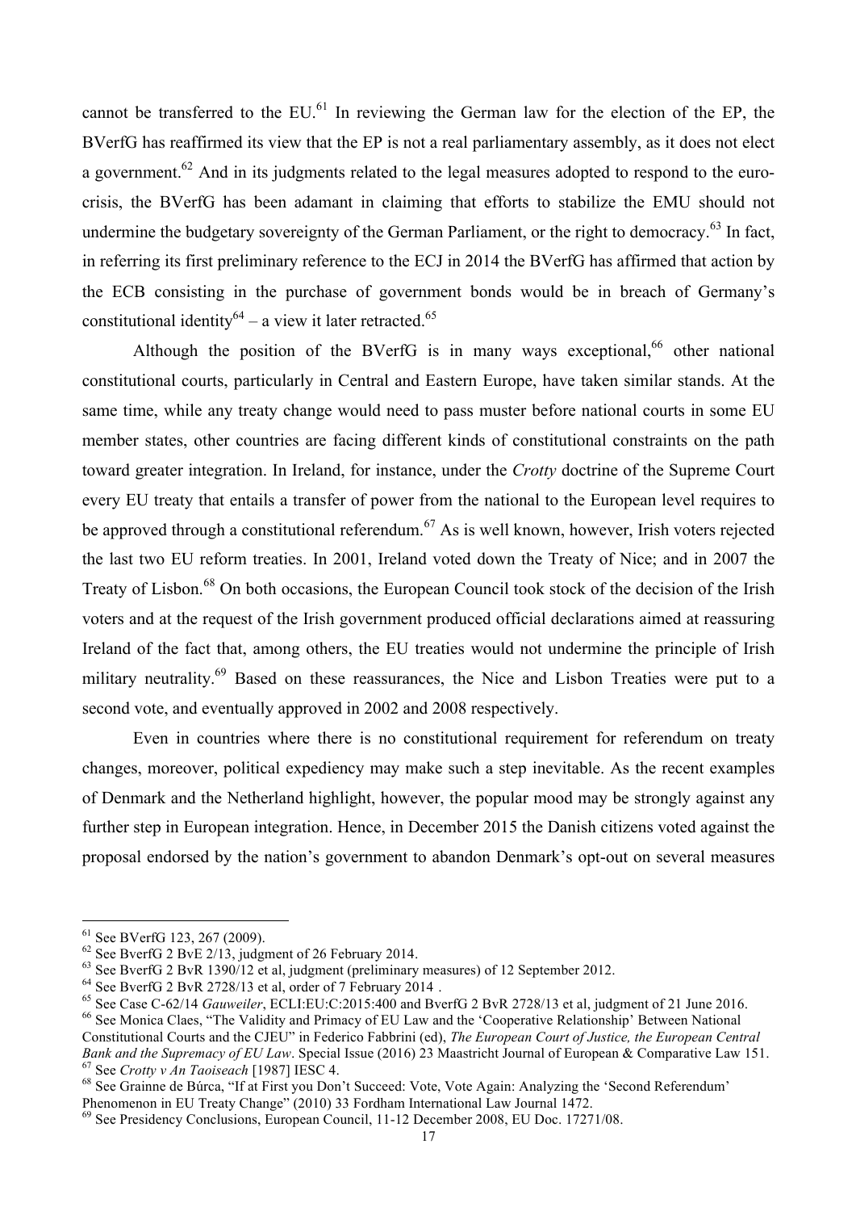cannot be transferred to the EU.[61] In reviewing the German law for the election of the EP, the BVerfG has reaffirmed its view that the EP is not a real parliamentary assembly, as it does not elect a government.[62] And in its judgments related to the legal measures adopted to respond to the euro-crisis, the BVerfG has been adamant in claiming that efforts to stabilize the EMU should not undermine the budgetary sovereignty of the German Parliament, or the right to democracy.[63] In fact, in referring its first preliminary reference to the ECJ in 2014 the BVerfG has affirmed that action by the ECB consisting in the purchase of government bonds would be in breach of Germany's constitutional identity[64] – a view it later retracted.[65]

Although the position of the BVerfG is in many ways exceptional,[66] other national constitutional courts, particularly in Central and Eastern Europe, have taken similar stands. At the same time, while any treaty change would need to pass muster before national courts in some EU member states, other countries are facing different kinds of constitutional constraints on the path toward greater integration. In Ireland, for instance, under the *Crotty* doctrine of the Supreme Court every EU treaty that entails a transfer of power from the national to the European level requires to be approved through a constitutional referendum.[67] As is well known, however, Irish voters rejected the last two EU reform treaties. In 2001, Ireland voted down the Treaty of Nice; and in 2007 the Treaty of Lisbon.[68] On both occasions, the European Council took stock of the decision of the Irish voters and at the request of the Irish government produced official declarations aimed at reassuring Ireland of the fact that, among others, the EU treaties would not undermine the principle of Irish military neutrality.[69] Based on these reassurances, the Nice and Lisbon Treaties were put to a second vote, and eventually approved in 2002 and 2008 respectively.

Even in countries where there is no constitutional requirement for referendum on treaty changes, moreover, political expediency may make such a step inevitable. As the recent examples of Denmark and the Netherland highlight, however, the popular mood may be strongly against any further step in European integration. Hence, in December 2015 the Danish citizens voted against the proposal endorsed by the nation's government to abandon Denmark's opt-out on several measures

---

[61] See BVerfG 123, 267 (2009).

[62] See BverfG 2 BvE 2/13, judgment of 26 February 2014.

[63] See BverfG 2 BvR 1390/12 et al, judgment (preliminary measures) of 12 September 2012.

[64] See BverfG 2 BvR 2728/13 et al, order of 7 February 2014 .

[65] See Case C-62/14 *Gauweiler*, ECLI:EU:C:2015:400 and BverfG 2 BvR 2728/13 et al, judgment of 21 June 2016.

[66] See Monica Claes, "The Validity and Primacy of EU Law and the 'Cooperative Relationship' Between National Constitutional Courts and the CJEU" in Federico Fabbrini (ed), *The European Court of Justice, the European Central Bank and the Supremacy of EU Law*. Special Issue (2016) 23 Maastricht Journal of European & Comparative Law 151.

[67] See *Crotty v An Taoiseach* [1987] IESC 4.

[68] See Grainne de Búrca, "If at First you Don't Succeed: Vote, Vote Again: Analyzing the 'Second Referendum' Phenomenon in EU Treaty Change" (2010) 33 Fordham International Law Journal 1472.

[69] See Presidency Conclusions, European Council, 11-12 December 2008, EU Doc. 17271/08.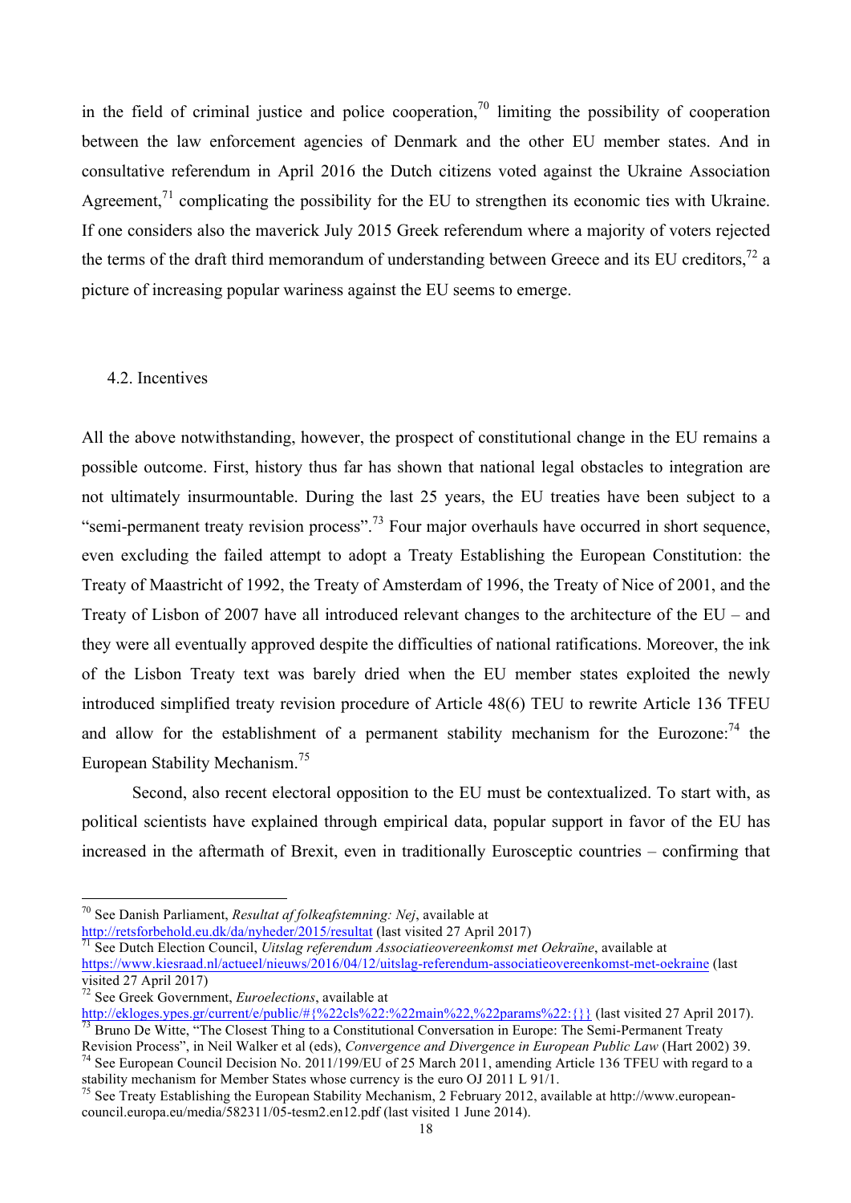in the field of criminal justice and police cooperation,[70] limiting the possibility of cooperation between the law enforcement agencies of Denmark and the other EU member states. And in consultative referendum in April 2016 the Dutch citizens voted against the Ukraine Association Agreement,[71] complicating the possibility for the EU to strengthen its economic ties with Ukraine. If one considers also the maverick July 2015 Greek referendum where a majority of voters rejected the terms of the draft third memorandum of understanding between Greece and its EU creditors,[72] a picture of increasing popular wariness against the EU seems to emerge.

### 4.2. Incentives

All the above notwithstanding, however, the prospect of constitutional change in the EU remains a possible outcome. First, history thus far has shown that national legal obstacles to integration are not ultimately insurmountable. During the last 25 years, the EU treaties have been subject to a "semi-permanent treaty revision process".[73] Four major overhauls have occurred in short sequence, even excluding the failed attempt to adopt a Treaty Establishing the European Constitution: the Treaty of Maastricht of 1992, the Treaty of Amsterdam of 1996, the Treaty of Nice of 2001, and the Treaty of Lisbon of 2007 have all introduced relevant changes to the architecture of the EU – and they were all eventually approved despite the difficulties of national ratifications. Moreover, the ink of the Lisbon Treaty text was barely dried when the EU member states exploited the newly introduced simplified treaty revision procedure of Article 48(6) TEU to rewrite Article 136 TFEU and allow for the establishment of a permanent stability mechanism for the Eurozone:[74] the European Stability Mechanism.[75]

Second, also recent electoral opposition to the EU must be contextualized. To start with, as political scientists have explained through empirical data, popular support in favor of the EU has increased in the aftermath of Brexit, even in traditionally Eurosceptic countries – confirming that

---

[70] See Danish Parliament, *Resultat af folkeafstemning: Nej*, available at http://retsforbehold.eu.dk/da/nyheder/2015/resultat (last visited 27 April 2017)

[71] See Dutch Election Council, *Uitslag referendum Associatieovereenkomst met Oekraïne*, available at https://www.kiesraad.nl/actueel/nieuws/2016/04/12/uitslag-referendum-associatieovereenkomst-met-oekraine (last visited 27 April 2017)

[72] See Greek Government, *Euroelections*, available at http://ekloges.ypes.gr/current/e/public/#{%22cls%22:%22main%22,%22params%22:{}} (last visited 27 April 2017).

[73] Bruno De Witte, "The Closest Thing to a Constitutional Conversation in Europe: The Semi-Permanent Treaty Revision Process", in Neil Walker et al (eds), *Convergence and Divergence in European Public Law* (Hart 2002) 39.

[74] See European Council Decision No. 2011/199/EU of 25 March 2011, amending Article 136 TFEU with regard to a stability mechanism for Member States whose currency is the euro OJ 2011 L 91/1.

[75] See Treaty Establishing the European Stability Mechanism, 2 February 2012, available at http://www.european-council.europa.eu/media/582311/05-tesm2.en12.pdf (last visited 1 June 2014).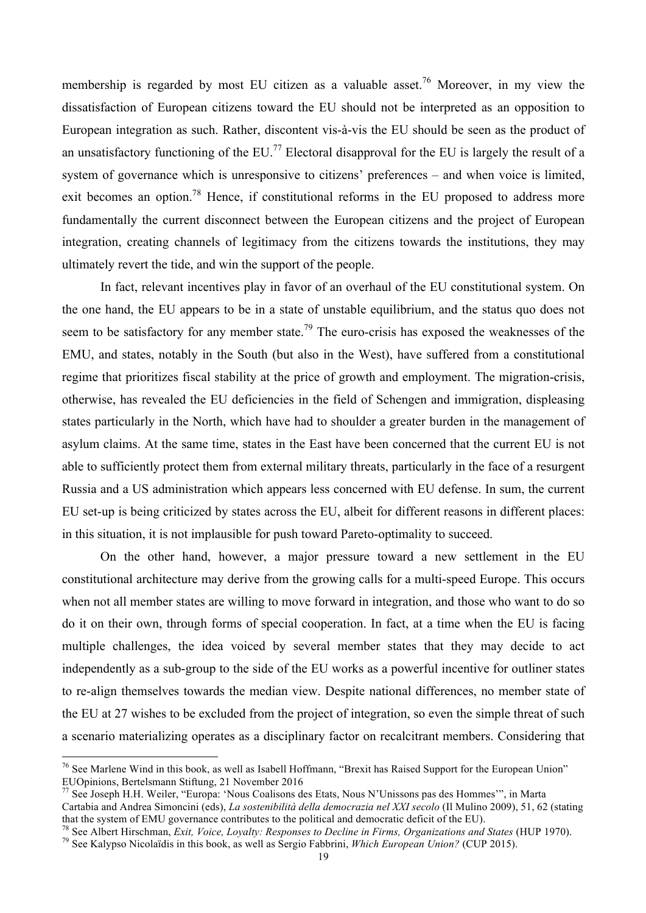membership is regarded by most EU citizen as a valuable asset.[76] Moreover, in my view the dissatisfaction of European citizens toward the EU should not be interpreted as an opposition to European integration as such. Rather, discontent vis-à-vis the EU should be seen as the product of an unsatisfactory functioning of the EU.[77] Electoral disapproval for the EU is largely the result of a system of governance which is unresponsive to citizens' preferences – and when voice is limited, exit becomes an option.[78] Hence, if constitutional reforms in the EU proposed to address more fundamentally the current disconnect between the European citizens and the project of European integration, creating channels of legitimacy from the citizens towards the institutions, they may ultimately revert the tide, and win the support of the people.

In fact, relevant incentives play in favor of an overhaul of the EU constitutional system. On the one hand, the EU appears to be in a state of unstable equilibrium, and the status quo does not seem to be satisfactory for any member state.[79] The euro-crisis has exposed the weaknesses of the EMU, and states, notably in the South (but also in the West), have suffered from a constitutional regime that prioritizes fiscal stability at the price of growth and employment. The migration-crisis, otherwise, has revealed the EU deficiencies in the field of Schengen and immigration, displeasing states particularly in the North, which have had to shoulder a greater burden in the management of asylum claims. At the same time, states in the East have been concerned that the current EU is not able to sufficiently protect them from external military threats, particularly in the face of a resurgent Russia and a US administration which appears less concerned with EU defense. In sum, the current EU set-up is being criticized by states across the EU, albeit for different reasons in different places: in this situation, it is not implausible for push toward Pareto-optimality to succeed.

On the other hand, however, a major pressure toward a new settlement in the EU constitutional architecture may derive from the growing calls for a multi-speed Europe. This occurs when not all member states are willing to move forward in integration, and those who want to do so do it on their own, through forms of special cooperation. In fact, at a time when the EU is facing multiple challenges, the idea voiced by several member states that they may decide to act independently as a sub-group to the side of the EU works as a powerful incentive for outliner states to re-align themselves towards the median view. Despite national differences, no member state of the EU at 27 wishes to be excluded from the project of integration, so even the simple threat of such a scenario materializing operates as a disciplinary factor on recalcitrant members. Considering that

---

[76] See Marlene Wind in this book, as well as Isabell Hoffmann, "Brexit has Raised Support for the European Union" EUOpinions, Bertelsmann Stiftung, 21 November 2016

[77] See Joseph H.H. Weiler, "Europa: 'Nous Coalisons des Etats, Nous N'Unissons pas des Hommes'", in Marta Cartabia and Andrea Simoncini (eds), *La sostenibilità della democrazia nel XXI secolo* (Il Mulino 2009), 51, 62 (stating that the system of EMU governance contributes to the political and democratic deficit of the EU).

[78] See Albert Hirschman, *Exit, Voice, Loyalty: Responses to Decline in Firms, Organizations and States* (HUP 1970).

[79] See Kalypso Nicolaïdis in this book, as well as Sergio Fabbrini, *Which European Union?* (CUP 2015).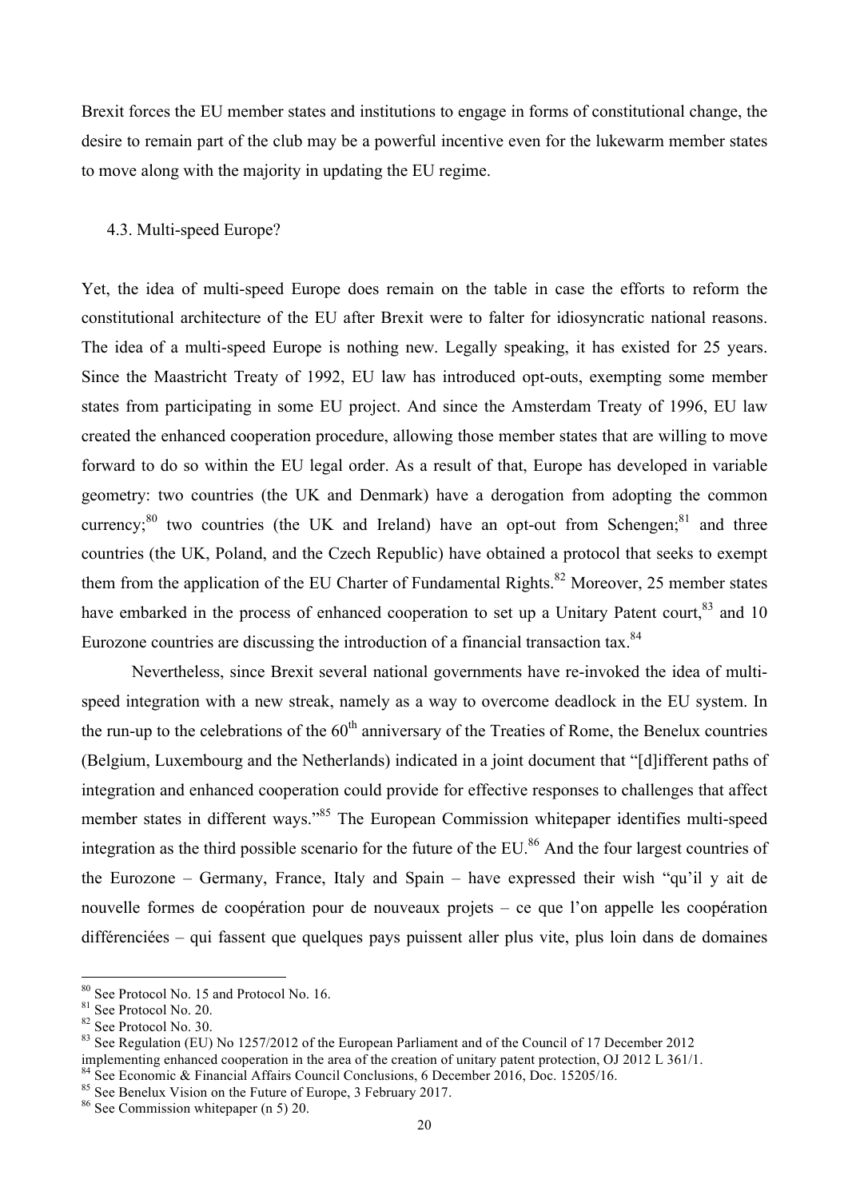Brexit forces the EU member states and institutions to engage in forms of constitutional change, the desire to remain part of the club may be a powerful incentive even for the lukewarm member states to move along with the majority in updating the EU regime.

### 4.3. Multi-speed Europe?

Yet, the idea of multi-speed Europe does remain on the table in case the efforts to reform the constitutional architecture of the EU after Brexit were to falter for idiosyncratic national reasons. The idea of a multi-speed Europe is nothing new. Legally speaking, it has existed for 25 years. Since the Maastricht Treaty of 1992, EU law has introduced opt-outs, exempting some member states from participating in some EU project. And since the Amsterdam Treaty of 1996, EU law created the enhanced cooperation procedure, allowing those member states that are willing to move forward to do so within the EU legal order. As a result of that, Europe has developed in variable geometry: two countries (the UK and Denmark) have a derogation from adopting the common currency;[80] two countries (the UK and Ireland) have an opt-out from Schengen;[81] and three countries (the UK, Poland, and the Czech Republic) have obtained a protocol that seeks to exempt them from the application of the EU Charter of Fundamental Rights.[82] Moreover, 25 member states have embarked in the process of enhanced cooperation to set up a Unitary Patent court,[83] and 10 Eurozone countries are discussing the introduction of a financial transaction tax.[84]

Nevertheless, since Brexit several national governments have re-invoked the idea of multi-speed integration with a new streak, namely as a way to overcome deadlock in the EU system. In the run-up to the celebrations of the 60th anniversary of the Treaties of Rome, the Benelux countries (Belgium, Luxembourg and the Netherlands) indicated in a joint document that "[d]ifferent paths of integration and enhanced cooperation could provide for effective responses to challenges that affect member states in different ways."[85] The European Commission whitepaper identifies multi-speed integration as the third possible scenario for the future of the EU.[86] And the four largest countries of the Eurozone – Germany, France, Italy and Spain – have expressed their wish "qu'il y ait de nouvelle formes de coopération pour de nouveaux projets – ce que l'on appelle les coopération différenciées – qui fassent que quelques pays puissent aller plus vite, plus loin dans de domaines

---

[80] See Protocol No. 15 and Protocol No. 16.

[81] See Protocol No. 20.

[82] See Protocol No. 30.

[83] See Regulation (EU) No 1257/2012 of the European Parliament and of the Council of 17 December 2012 implementing enhanced cooperation in the area of the creation of unitary patent protection, OJ 2012 L 361/1.

[84] See Economic & Financial Affairs Council Conclusions, 6 December 2016, Doc. 15205/16.

[85] See Benelux Vision on the Future of Europe, 3 February 2017.

[86] See Commission whitepaper (n 5) 20.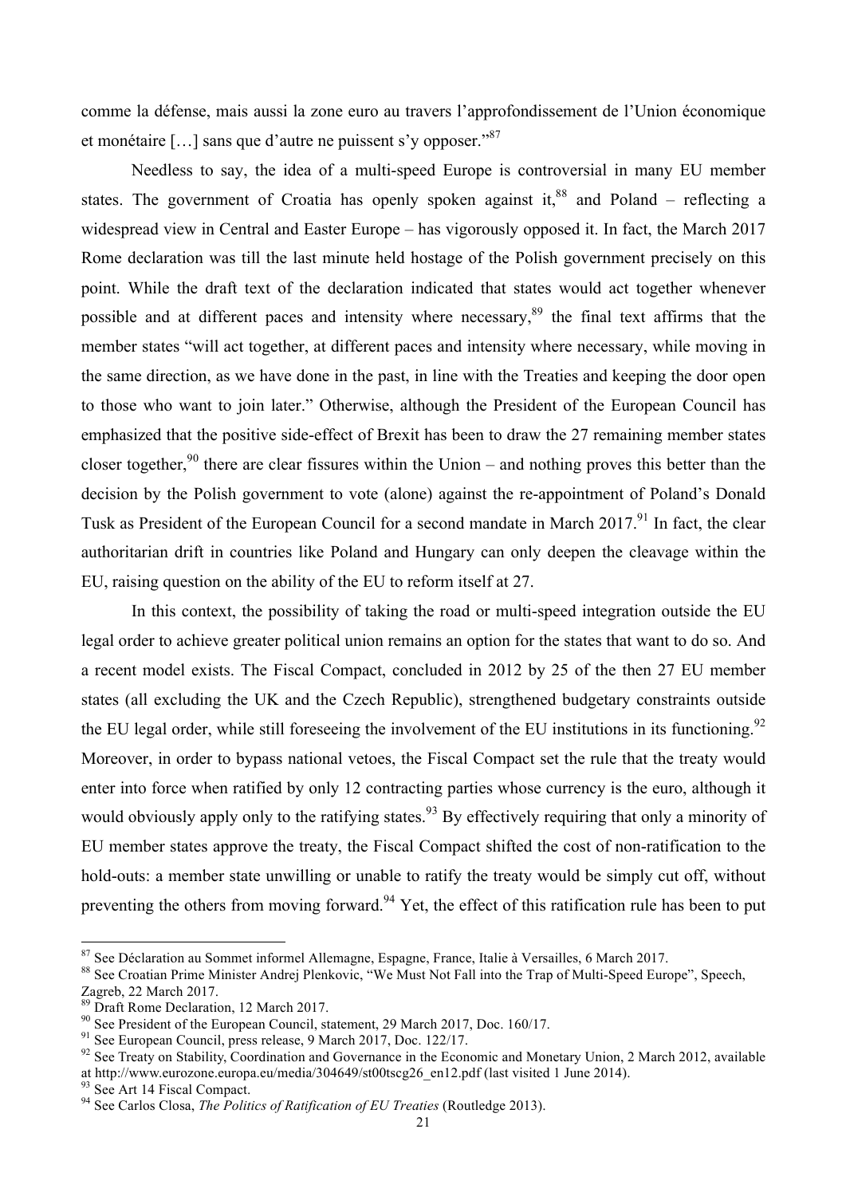comme la défense, mais aussi la zone euro au travers l'approfondissement de l'Union économique et monétaire […] sans que d'autre ne puissent s'y opposer."[87]

Needless to say, the idea of a multi-speed Europe is controversial in many EU member states. The government of Croatia has openly spoken against it,[88] and Poland – reflecting a widespread view in Central and Easter Europe – has vigorously opposed it. In fact, the March 2017 Rome declaration was till the last minute held hostage of the Polish government precisely on this point. While the draft text of the declaration indicated that states would act together whenever possible and at different paces and intensity where necessary,[89] the final text affirms that the member states "will act together, at different paces and intensity where necessary, while moving in the same direction, as we have done in the past, in line with the Treaties and keeping the door open to those who want to join later." Otherwise, although the President of the European Council has emphasized that the positive side-effect of Brexit has been to draw the 27 remaining member states closer together,[90] there are clear fissures within the Union – and nothing proves this better than the decision by the Polish government to vote (alone) against the re-appointment of Poland's Donald Tusk as President of the European Council for a second mandate in March 2017.[91] In fact, the clear authoritarian drift in countries like Poland and Hungary can only deepen the cleavage within the EU, raising question on the ability of the EU to reform itself at 27.

In this context, the possibility of taking the road or multi-speed integration outside the EU legal order to achieve greater political union remains an option for the states that want to do so. And a recent model exists. The Fiscal Compact, concluded in 2012 by 25 of the then 27 EU member states (all excluding the UK and the Czech Republic), strengthened budgetary constraints outside the EU legal order, while still foreseeing the involvement of the EU institutions in its functioning.[92] Moreover, in order to bypass national vetoes, the Fiscal Compact set the rule that the treaty would enter into force when ratified by only 12 contracting parties whose currency is the euro, although it would obviously apply only to the ratifying states.[93] By effectively requiring that only a minority of EU member states approve the treaty, the Fiscal Compact shifted the cost of non-ratification to the hold-outs: a member state unwilling or unable to ratify the treaty would be simply cut off, without preventing the others from moving forward.[94] Yet, the effect of this ratification rule has been to put

---

[87] See Déclaration au Sommet informel Allemagne, Espagne, France, Italie à Versailles, 6 March 2017.

[88] See Croatian Prime Minister Andrej Plenkovic, "We Must Not Fall into the Trap of Multi-Speed Europe", Speech, Zagreb, 22 March 2017.

[89] Draft Rome Declaration, 12 March 2017.

[90] See President of the European Council, statement, 29 March 2017, Doc. 160/17.

[91] See European Council, press release, 9 March 2017, Doc. 122/17.

[92] See Treaty on Stability, Coordination and Governance in the Economic and Monetary Union, 2 March 2012, available at http://www.eurozone.europa.eu/media/304649/st00tscg26_en12.pdf (last visited 1 June 2014).

[93] See Art 14 Fiscal Compact.

[94] See Carlos Closa, *The Politics of Ratification of EU Treaties* (Routledge 2013).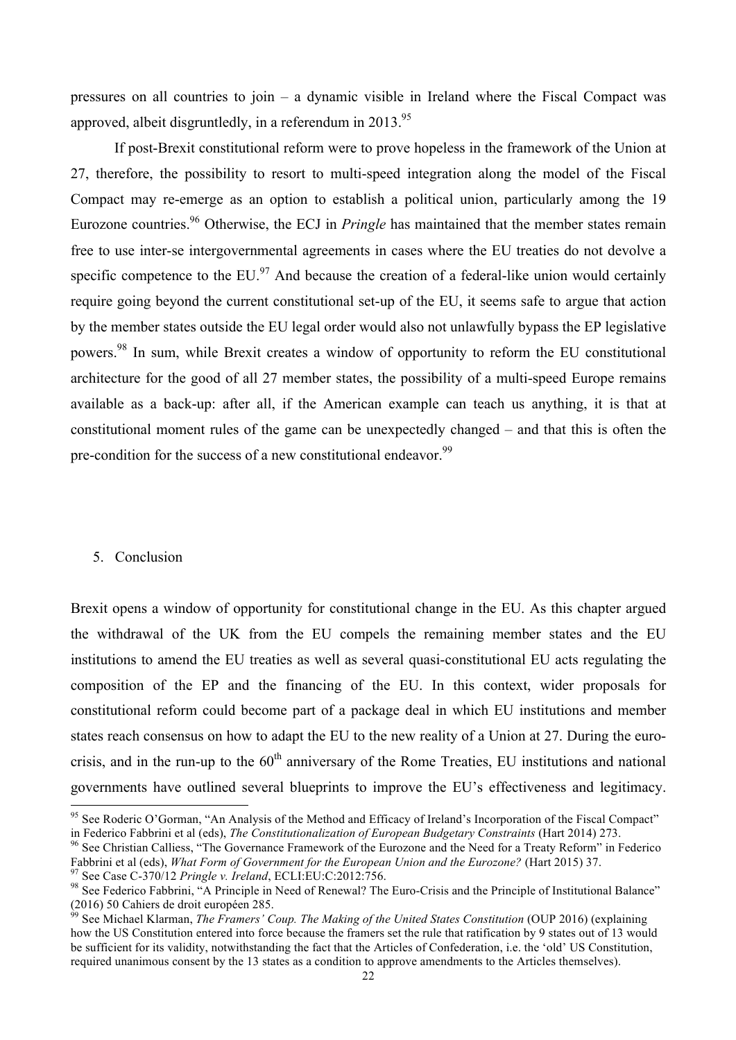pressures on all countries to join – a dynamic visible in Ireland where the Fiscal Compact was approved, albeit disgruntledly, in a referendum in 2013.[95]

If post-Brexit constitutional reform were to prove hopeless in the framework of the Union at 27, therefore, the possibility to resort to multi-speed integration along the model of the Fiscal Compact may re-emerge as an option to establish a political union, particularly among the 19 Eurozone countries.[96] Otherwise, the ECJ in *Pringle* has maintained that the member states remain free to use inter-se intergovernmental agreements in cases where the EU treaties do not devolve a specific competence to the EU.[97] And because the creation of a federal-like union would certainly require going beyond the current constitutional set-up of the EU, it seems safe to argue that action by the member states outside the EU legal order would also not unlawfully bypass the EP legislative powers.[98] In sum, while Brexit creates a window of opportunity to reform the EU constitutional architecture for the good of all 27 member states, the possibility of a multi-speed Europe remains available as a back-up: after all, if the American example can teach us anything, it is that at constitutional moment rules of the game can be unexpectedly changed – and that this is often the pre-condition for the success of a new constitutional endeavor.[99]

## 5. Conclusion

Brexit opens a window of opportunity for constitutional change in the EU. As this chapter argued the withdrawal of the UK from the EU compels the remaining member states and the EU institutions to amend the EU treaties as well as several quasi-constitutional EU acts regulating the composition of the EP and the financing of the EU. In this context, wider proposals for constitutional reform could become part of a package deal in which EU institutions and member states reach consensus on how to adapt the EU to the new reality of a Union at 27. During the euro-crisis, and in the run-up to the 60th anniversary of the Rome Treaties, EU institutions and national governments have outlined several blueprints to improve the EU's effectiveness and legitimacy.

---

[95] See Roderic O'Gorman, "An Analysis of the Method and Efficacy of Ireland's Incorporation of the Fiscal Compact" in Federico Fabbrini et al (eds), *The Constitutionalization of European Budgetary Constraints* (Hart 2014) 273.

[96] See Christian Calliess, "The Governance Framework of the Eurozone and the Need for a Treaty Reform" in Federico Fabbrini et al (eds), *What Form of Government for the European Union and the Eurozone?* (Hart 2015) 37.

[97] See Case C-370/12 *Pringle v. Ireland*, ECLI:EU:C:2012:756.

[98] See Federico Fabbrini, "A Principle in Need of Renewal? The Euro-Crisis and the Principle of Institutional Balance" (2016) 50 Cahiers de droit européen 285.

[99] See Michael Klarman, *The Framers' Coup. The Making of the United States Constitution* (OUP 2016) (explaining how the US Constitution entered into force because the framers set the rule that ratification by 9 states out of 13 would be sufficient for its validity, notwithstanding the fact that the Articles of Confederation, i.e. the 'old' US Constitution, required unanimous consent by the 13 states as a condition to approve amendments to the Articles themselves).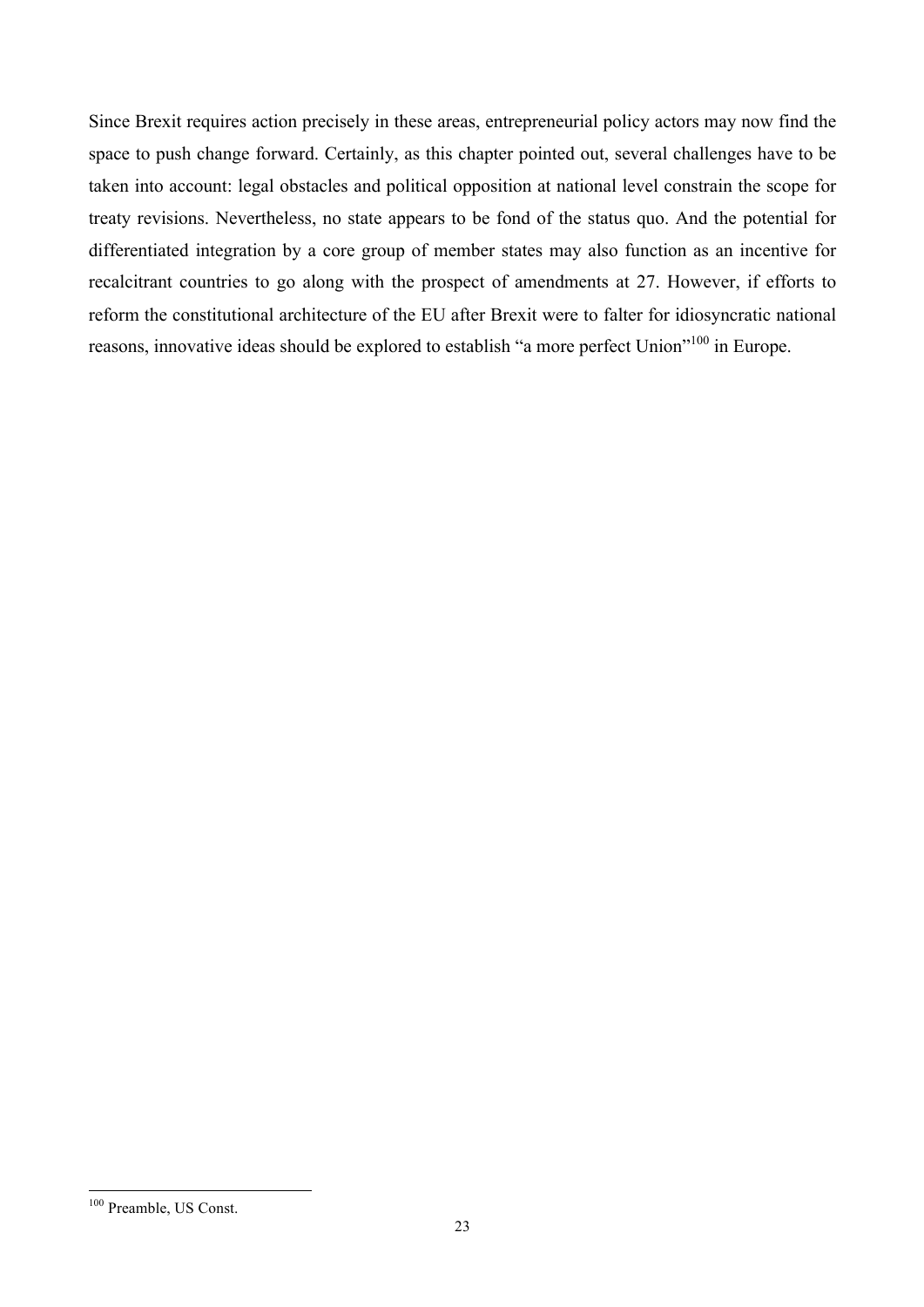Since Brexit requires action precisely in these areas, entrepreneurial policy actors may now find the space to push change forward. Certainly, as this chapter pointed out, several challenges have to be taken into account: legal obstacles and political opposition at national level constrain the scope for treaty revisions. Nevertheless, no state appears to be fond of the status quo. And the potential for differentiated integration by a core group of member states may also function as an incentive for recalcitrant countries to go along with the prospect of amendments at 27. However, if efforts to reform the constitutional architecture of the EU after Brexit were to falter for idiosyncratic national reasons, innovative ideas should be explored to establish "a more perfect Union"[100] in Europe.

[100] Preamble, US Const.